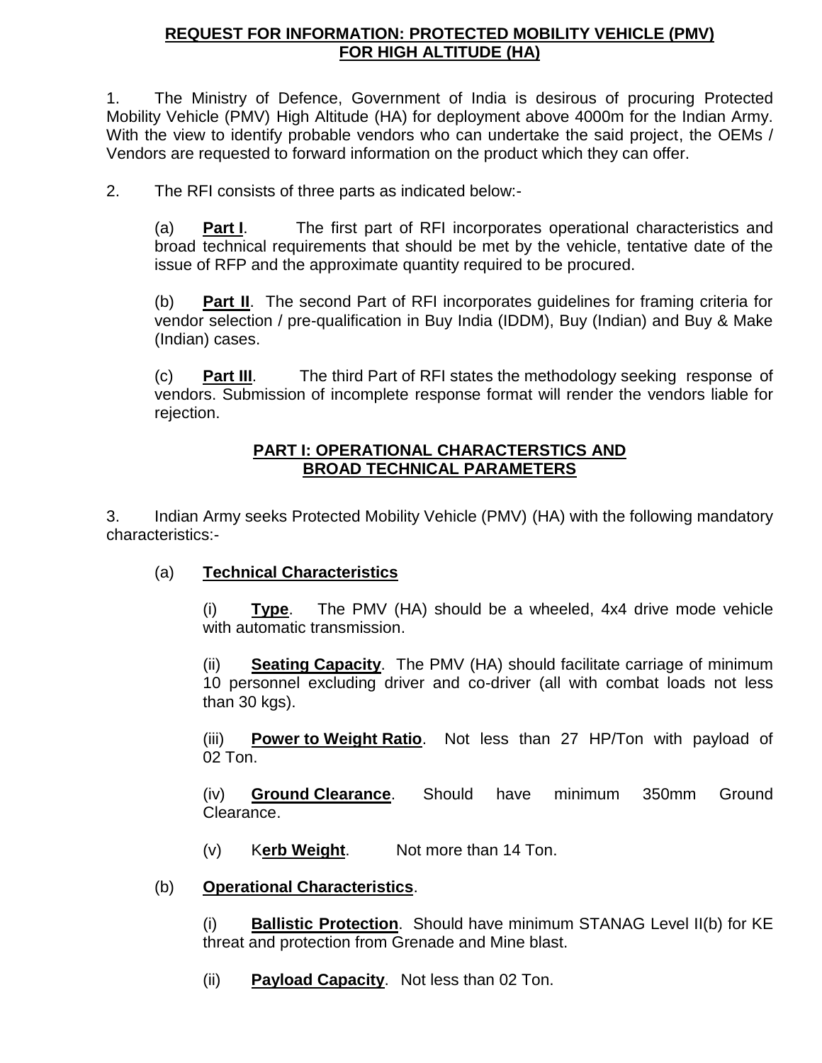# REQUEST FOR INFORMATION: PROTECTED MOBILITY VEHICLE (PMV) FOR HIGH ALTITUDE (HA)

1. The Ministry of Defence, Government of India is desirous of procuring Protected Mobility Vehicle (PMV) High Altitude (HA) for deployment above 4000m for the Indian Army. With the view to identify probable vendors who can undertake the said project, the OEMs / Vendors are requested to forward information on the product which they can offer.

2. The RFI consists of three parts as indicated below:-

   (a) **Part I**. The first part of RFI incorporates operational characteristics and broad technical requirements that should be met by the vehicle, tentative date of the issue of RFP and the approximate quantity required to be procured.

   (b) **Part II**. The second Part of RFI incorporates guidelines for framing criteria for vendor selection / pre-qualification in Buy India (IDDM), Buy (Indian) and Buy & Make (Indian) cases.

   (c) **Part III**. The third Part of RFI states the methodology seeking response of vendors. Submission of incomplete response format will render the vendors liable for rejection.

## PART I: OPERATIONAL CHARACTERSTICS AND BROAD TECHNICAL PARAMETERS

3. Indian Army seeks Protected Mobility Vehicle (PMV) (HA) with the following mandatory characteristics:-

   (a) **Technical Characteristics**

      (i) **Type**. The PMV (HA) should be a wheeled, 4x4 drive mode vehicle with automatic transmission.

      (ii) **Seating Capacity**. The PMV (HA) should facilitate carriage of minimum 10 personnel excluding driver and co-driver (all with combat loads not less than 30 kgs).

      (iii) **Power to Weight Ratio**. Not less than 27 HP/Ton with payload of 02 Ton.

      (iv) **Ground Clearance**. Should have minimum 350mm Ground Clearance.

      (v) K**erb Weight**. Not more than 14 Ton.

   (b) **Operational Characteristics**.

      (i) **Ballistic Protection**. Should have minimum STANAG Level II(b) for KE threat and protection from Grenade and Mine blast.

      (ii) **Payload Capacity**. Not less than 02 Ton.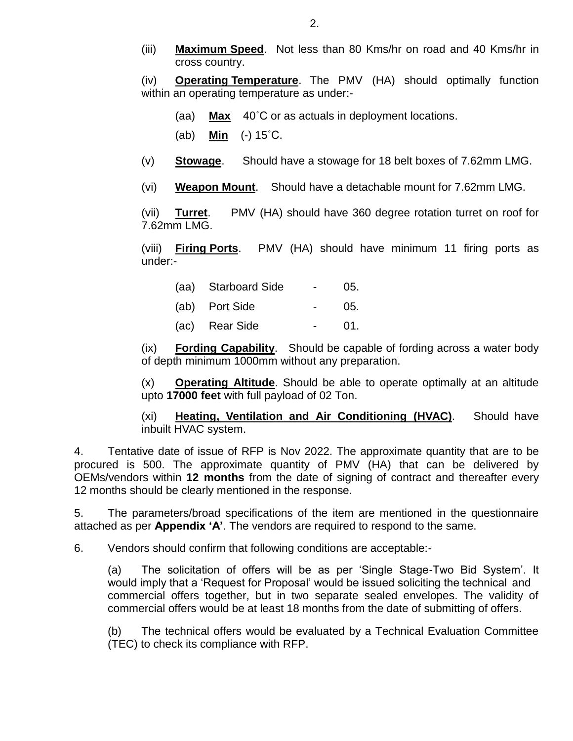(iii) **Maximum Speed**. Not less than 80 Kms/hr on road and 40 Kms/hr in cross country.

(iv) **Operating Temperature**. The PMV (HA) should optimally function within an operating temperature as under:-

(aa) **Max** 40˚C or as actuals in deployment locations.

(ab) **Min** (-) 15˚C.

(v) **Stowage**. Should have a stowage for 18 belt boxes of 7.62mm LMG.

(vi) **Weapon Mount**. Should have a detachable mount for 7.62mm LMG.

(vii) **Turret**. PMV (HA) should have 360 degree rotation turret on roof for 7.62mm LMG.

(viii) **Firing Ports**. PMV (HA) should have minimum 11 firing ports as under:-

(aa) Starboard Side - 05.

(ab) Port Side - 05.

(ac) Rear Side - 01.

(ix) **Fording Capability**. Should be capable of fording across a water body of depth minimum 1000mm without any preparation.

(x) **Operating Altitude**. Should be able to operate optimally at an altitude upto **17000 feet** with full payload of 02 Ton.

(xi) **Heating, Ventilation and Air Conditioning (HVAC)**. Should have inbuilt HVAC system.

4. Tentative date of issue of RFP is Nov 2022. The approximate quantity that are to be procured is 500. The approximate quantity of PMV (HA) that can be delivered by OEMs/vendors within **12 months** from the date of signing of contract and thereafter every 12 months should be clearly mentioned in the response.

5. The parameters/broad specifications of the item are mentioned in the questionnaire attached as per **Appendix 'A'**. The vendors are required to respond to the same.

6. Vendors should confirm that following conditions are acceptable:-

(a) The solicitation of offers will be as per 'Single Stage-Two Bid System'. It would imply that a 'Request for Proposal' would be issued soliciting the technical and commercial offers together, but in two separate sealed envelopes. The validity of commercial offers would be at least 18 months from the date of submitting of offers.

(b) The technical offers would be evaluated by a Technical Evaluation Committee (TEC) to check its compliance with RFP.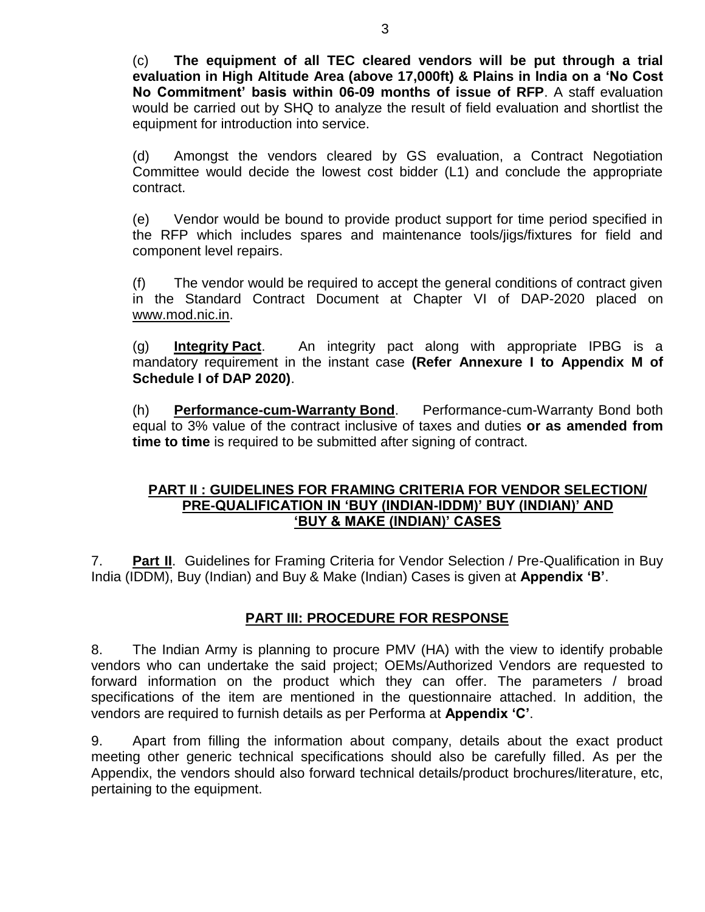(c) **The equipment of all TEC cleared vendors will be put through a trial evaluation in High Altitude Area (above 17,000ft) & Plains in India on a 'No Cost No Commitment' basis within 06-09 months of issue of RFP**. A staff evaluation would be carried out by SHQ to analyze the result of field evaluation and shortlist the equipment for introduction into service.

(d) Amongst the vendors cleared by GS evaluation, a Contract Negotiation Committee would decide the lowest cost bidder (L1) and conclude the appropriate contract.

(e) Vendor would be bound to provide product support for time period specified in the RFP which includes spares and maintenance tools/jigs/fixtures for field and component level repairs.

(f) The vendor would be required to accept the general conditions of contract given in the Standard Contract Document at Chapter VI of DAP-2020 placed on www.mod.nic.in.

(g) **Integrity Pact**. An integrity pact along with appropriate IPBG is a mandatory requirement in the instant case **(Refer Annexure I to Appendix M of Schedule I of DAP 2020)**.

(h) **Performance-cum-Warranty Bond**. Performance-cum-Warranty Bond both equal to 3% value of the contract inclusive of taxes and duties **or as amended from time to time** is required to be submitted after signing of contract.

## PART II : GUIDELINES FOR FRAMING CRITERIA FOR VENDOR SELECTION/ PRE-QUALIFICATION IN 'BUY (INDIAN-IDDM)' BUY (INDIAN)' AND 'BUY & MAKE (INDIAN)' CASES

7. **Part II**. Guidelines for Framing Criteria for Vendor Selection / Pre-Qualification in Buy India (IDDM), Buy (Indian) and Buy & Make (Indian) Cases is given at **Appendix 'B'**.

## PART III: PROCEDURE FOR RESPONSE

8. The Indian Army is planning to procure PMV (HA) with the view to identify probable vendors who can undertake the said project; OEMs/Authorized Vendors are requested to forward information on the product which they can offer. The parameters / broad specifications of the item are mentioned in the questionnaire attached. In addition, the vendors are required to furnish details as per Performa at **Appendix 'C'**.

9. Apart from filling the information about company, details about the exact product meeting other generic technical specifications should also be carefully filled. As per the Appendix, the vendors should also forward technical details/product brochures/literature, etc, pertaining to the equipment.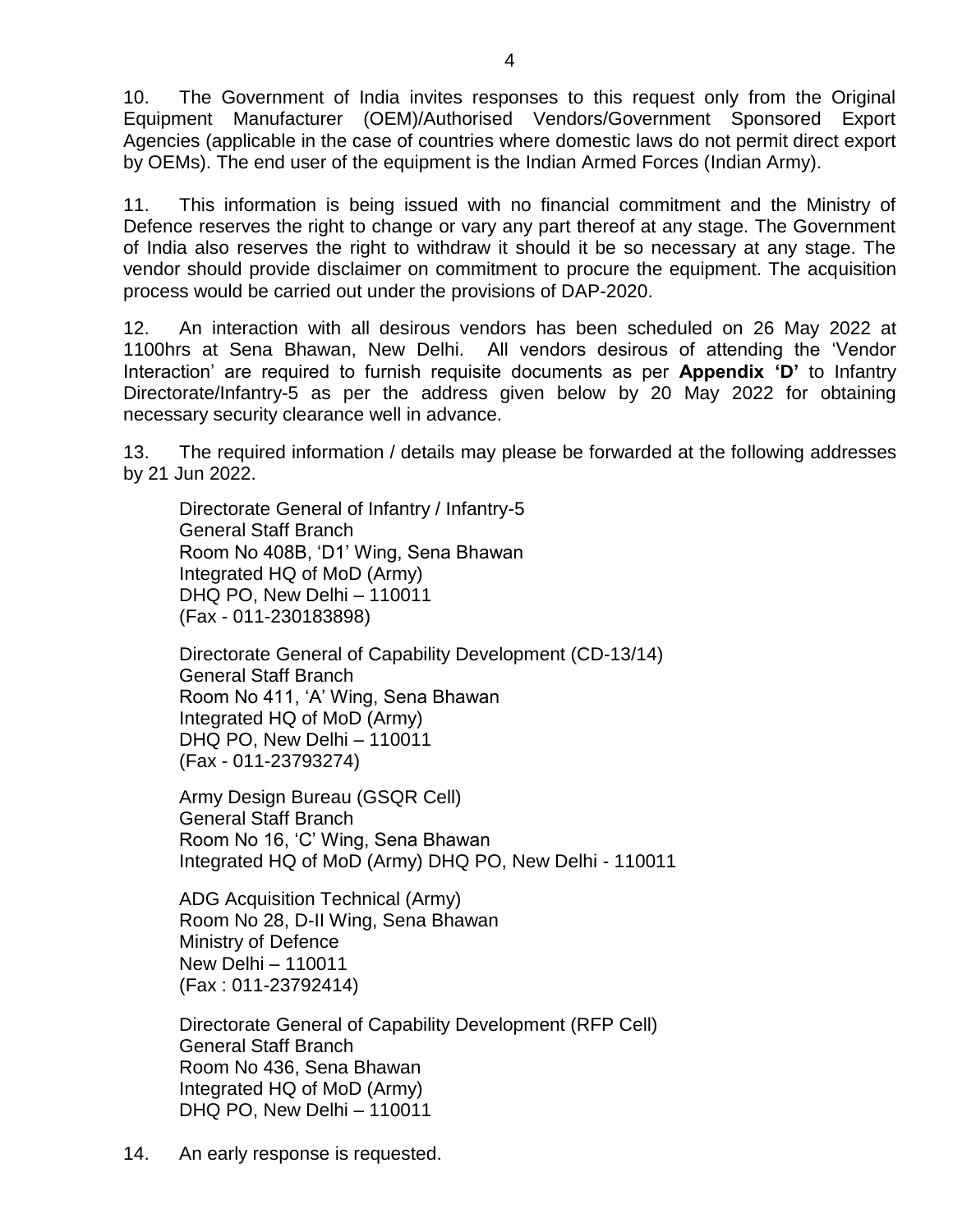10. The Government of India invites responses to this request only from the Original Equipment Manufacturer (OEM)/Authorised Vendors/Government Sponsored Export Agencies (applicable in the case of countries where domestic laws do not permit direct export by OEMs). The end user of the equipment is the Indian Armed Forces (Indian Army).

11. This information is being issued with no financial commitment and the Ministry of Defence reserves the right to change or vary any part thereof at any stage. The Government of India also reserves the right to withdraw it should it be so necessary at any stage. The vendor should provide disclaimer on commitment to procure the equipment. The acquisition process would be carried out under the provisions of DAP-2020.

12. An interaction with all desirous vendors has been scheduled on 26 May 2022 at 1100hrs at Sena Bhawan, New Delhi. All vendors desirous of attending the 'Vendor Interaction' are required to furnish requisite documents as per **Appendix 'D'** to Infantry Directorate/Infantry-5 as per the address given below by 20 May 2022 for obtaining necessary security clearance well in advance.

13. The required information / details may please be forwarded at the following addresses by 21 Jun 2022.

Directorate General of Infantry / Infantry-5
General Staff Branch
Room No 408B, 'D1' Wing, Sena Bhawan
Integrated HQ of MoD (Army)
DHQ PO, New Delhi – 110011
(Fax - 011-230183898)

Directorate General of Capability Development (CD-13/14)
General Staff Branch
Room No 411, 'A' Wing, Sena Bhawan
Integrated HQ of MoD (Army)
DHQ PO, New Delhi – 110011
(Fax - 011-23793274)

Army Design Bureau (GSQR Cell)
General Staff Branch
Room No 16, 'C' Wing, Sena Bhawan
Integrated HQ of MoD (Army) DHQ PO, New Delhi - 110011

ADG Acquisition Technical (Army)
Room No 28, D-II Wing, Sena Bhawan
Ministry of Defence
New Delhi – 110011
(Fax : 011-23792414)

Directorate General of Capability Development (RFP Cell)
General Staff Branch
Room No 436, Sena Bhawan
Integrated HQ of MoD (Army)
DHQ PO, New Delhi – 110011

14. An early response is requested.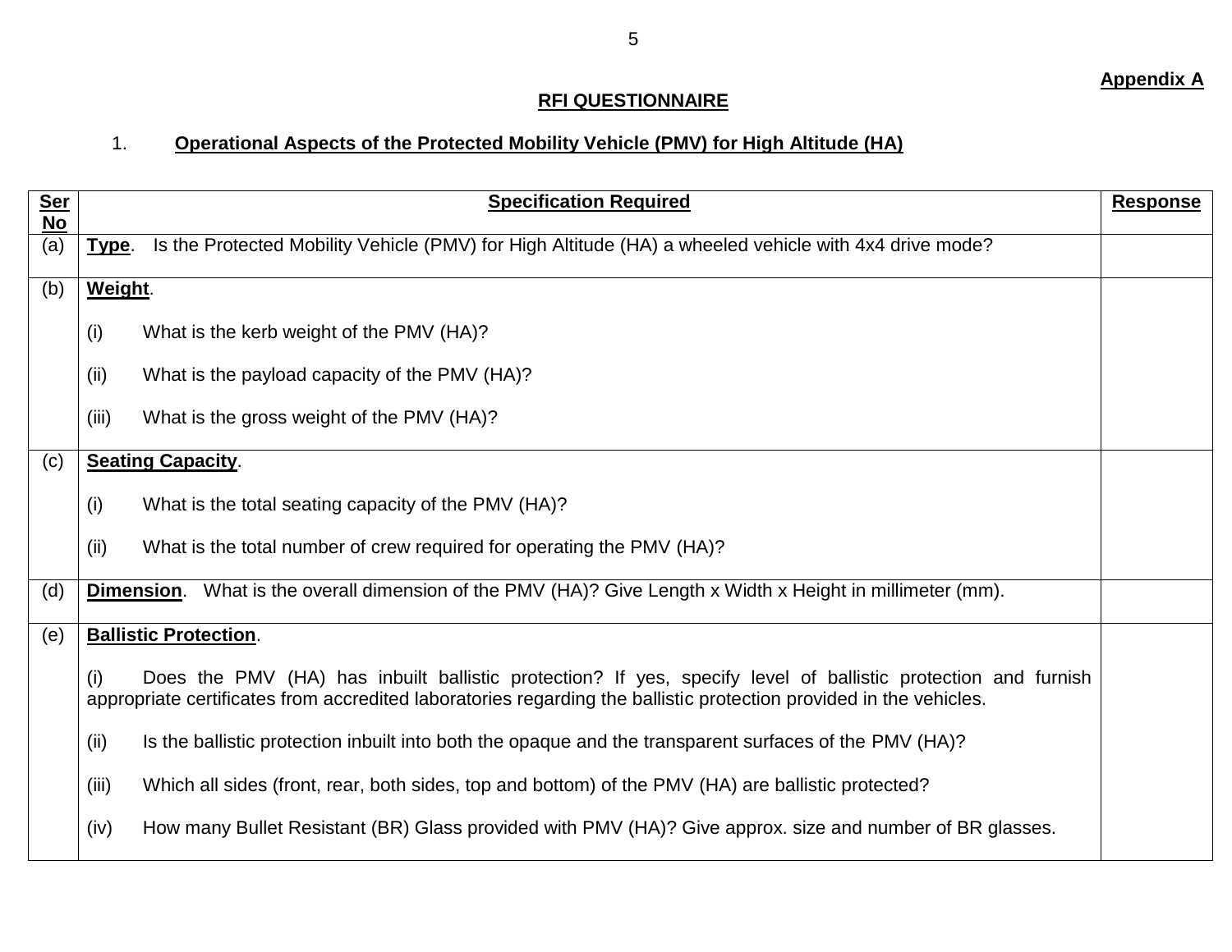**Appendix A**

## RFI QUESTIONNAIRE

1. **Operational Aspects of the Protected Mobility Vehicle (PMV) for High Altitude (HA)**

| Ser No | Specification Required | Response |
|---|---|---|
| (a) | **Type**. Is the Protected Mobility Vehicle (PMV) for High Altitude (HA) a wheeled vehicle with 4x4 drive mode? | |
| (b) | **Weight**.<br><br>(i) What is the kerb weight of the PMV (HA)?<br><br>(ii) What is the payload capacity of the PMV (HA)?<br><br>(iii) What is the gross weight of the PMV (HA)? | |
| (c) | **Seating Capacity**.<br><br>(i) What is the total seating capacity of the PMV (HA)?<br><br>(ii) What is the total number of crew required for operating the PMV (HA)? | |
| (d) | **Dimension**. What is the overall dimension of the PMV (HA)? Give Length x Width x Height in millimeter (mm). | |
| (e) | **Ballistic Protection**.<br><br>(i) Does the PMV (HA) has inbuilt ballistic protection? If yes, specify level of ballistic protection and furnish appropriate certificates from accredited laboratories regarding the ballistic protection provided in the vehicles.<br><br>(ii) Is the ballistic protection inbuilt into both the opaque and the transparent surfaces of the PMV (HA)?<br><br>(iii) Which all sides (front, rear, both sides, top and bottom) of the PMV (HA) are ballistic protected?<br><br>(iv) How many Bullet Resistant (BR) Glass provided with PMV (HA)? Give approx. size and number of BR glasses. | |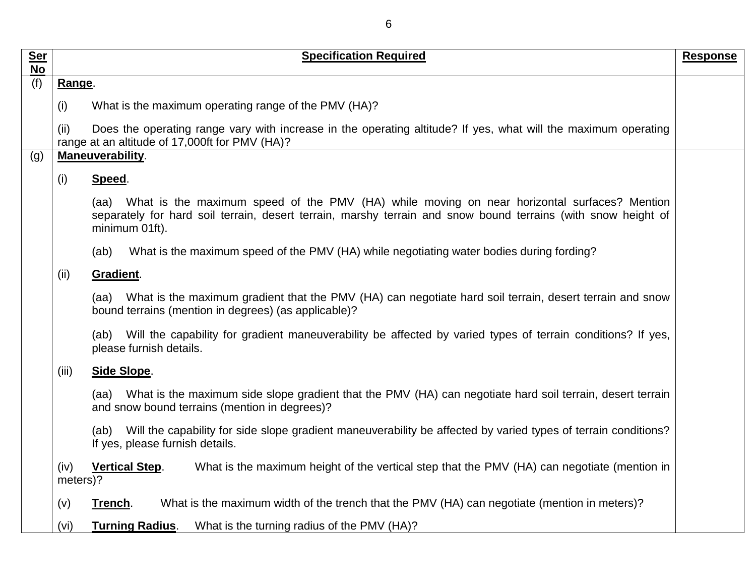| Ser No | Specification Required | Response |
|---|---|---|
| (f) | **Range**.<br><br>(i) What is the maximum operating range of the PMV (HA)?<br><br>(ii) Does the operating range vary with increase in the operating altitude? If yes, what will the maximum operating range at an altitude of 17,000ft for PMV (HA)? | |
| (g) | **Maneuverability**.<br><br>(i) **Speed**.<br><br>(aa) What is the maximum speed of the PMV (HA) while moving on near horizontal surfaces? Mention separately for hard soil terrain, desert terrain, marshy terrain and snow bound terrains (with snow height of minimum 01ft).<br><br>(ab) What is the maximum speed of the PMV (HA) while negotiating water bodies during fording?<br><br>(ii) **Gradient**.<br><br>(aa) What is the maximum gradient that the PMV (HA) can negotiate hard soil terrain, desert terrain and snow bound terrains (mention in degrees) (as applicable)?<br><br>(ab) Will the capability for gradient maneuverability be affected by varied types of terrain conditions? If yes, please furnish details.<br><br>(iii) **Side Slope**.<br><br>(aa) What is the maximum side slope gradient that the PMV (HA) can negotiate hard soil terrain, desert terrain and snow bound terrains (mention in degrees)?<br><br>(ab) Will the capability for side slope gradient maneuverability be affected by varied types of terrain conditions? If yes, please furnish details.<br><br>(iv) **Vertical Step**. What is the maximum height of the vertical step that the PMV (HA) can negotiate (mention in meters)?<br><br>(v) **Trench**. What is the maximum width of the trench that the PMV (HA) can negotiate (mention in meters)?<br><br>(vi) **Turning Radius**. What is the turning radius of the PMV (HA)? | |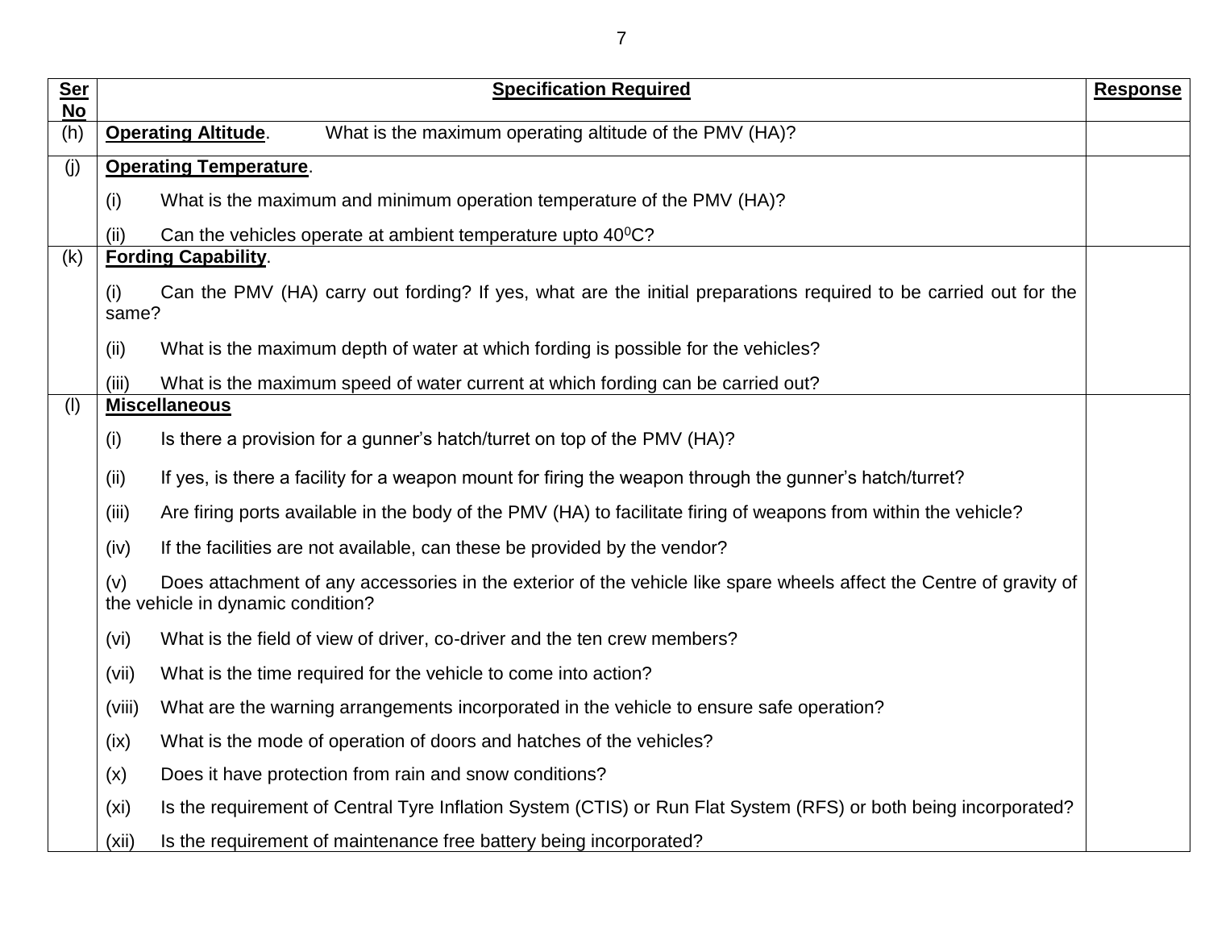| Ser No | Specification Required | Response |
|---|---|---|
| (h) | **Operating Altitude**. What is the maximum operating altitude of the PMV (HA)? | |
| (j) | **Operating Temperature**.<br><br>(i) What is the maximum and minimum operation temperature of the PMV (HA)?<br><br>(ii) Can the vehicles operate at ambient temperature upto $40^0$C? | |
| (k) | **Fording Capability**.<br><br>(i) Can the PMV (HA) carry out fording? If yes, what are the initial preparations required to be carried out for the same?<br><br>(ii) What is the maximum depth of water at which fording is possible for the vehicles?<br><br>(iii) What is the maximum speed of water current at which fording can be carried out? | |
| (l) | **Miscellaneous**<br><br>(i) Is there a provision for a gunner's hatch/turret on top of the PMV (HA)?<br><br>(ii) If yes, is there a facility for a weapon mount for firing the weapon through the gunner's hatch/turret?<br><br>(iii) Are firing ports available in the body of the PMV (HA) to facilitate firing of weapons from within the vehicle?<br><br>(iv) If the facilities are not available, can these be provided by the vendor?<br><br>(v) Does attachment of any accessories in the exterior of the vehicle like spare wheels affect the Centre of gravity of the vehicle in dynamic condition?<br><br>(vi) What is the field of view of driver, co-driver and the ten crew members?<br><br>(vii) What is the time required for the vehicle to come into action?<br><br>(viii) What are the warning arrangements incorporated in the vehicle to ensure safe operation?<br><br>(ix) What is the mode of operation of doors and hatches of the vehicles?<br><br>(x) Does it have protection from rain and snow conditions?<br><br>(xi) Is the requirement of Central Tyre Inflation System (CTIS) or Run Flat System (RFS) or both being incorporated?<br><br>(xii) Is the requirement of maintenance free battery being incorporated? | |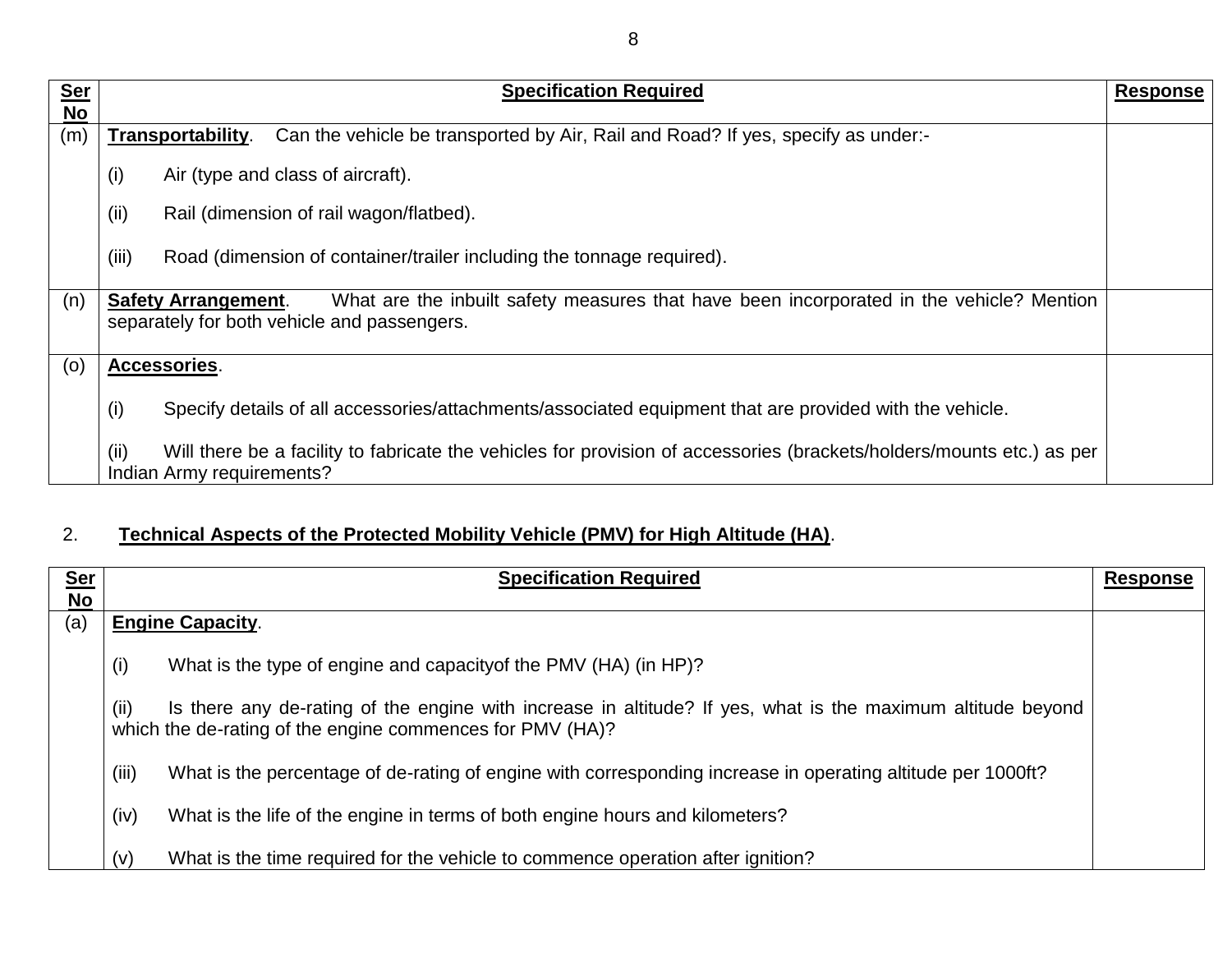| Ser No | Specification Required | Response |
|---|---|---|
| (m) | **Transportability**. Can the vehicle be transported by Air, Rail and Road? If yes, specify as under:- <br><br> (i) Air (type and class of aircraft). <br><br> (ii) Rail (dimension of rail wagon/flatbed). <br><br> (iii) Road (dimension of container/trailer including the tonnage required). | |
| (n) | **Safety Arrangement**. What are the inbuilt safety measures that have been incorporated in the vehicle? Mention separately for both vehicle and passengers. | |
| (o) | **Accessories**. <br><br> (i) Specify details of all accessories/attachments/associated equipment that are provided with the vehicle. <br><br> (ii) Will there be a facility to fabricate the vehicles for provision of accessories (brackets/holders/mounts etc.) as per Indian Army requirements? | |

2. **Technical Aspects of the Protected Mobility Vehicle (PMV) for High Altitude (HA)**.

| Ser No | Specification Required | Response |
|---|---|---|
| (a) | **Engine Capacity**. <br><br> (i) What is the type of engine and capacityof the PMV (HA) (in HP)? <br><br> (ii) Is there any de-rating of the engine with increase in altitude? If yes, what is the maximum altitude beyond which the de-rating of the engine commences for PMV (HA)? <br><br> (iii) What is the percentage of de-rating of engine with corresponding increase in operating altitude per 1000ft? <br><br> (iv) What is the life of the engine in terms of both engine hours and kilometers? <br><br> (v) What is the time required for the vehicle to commence operation after ignition? | |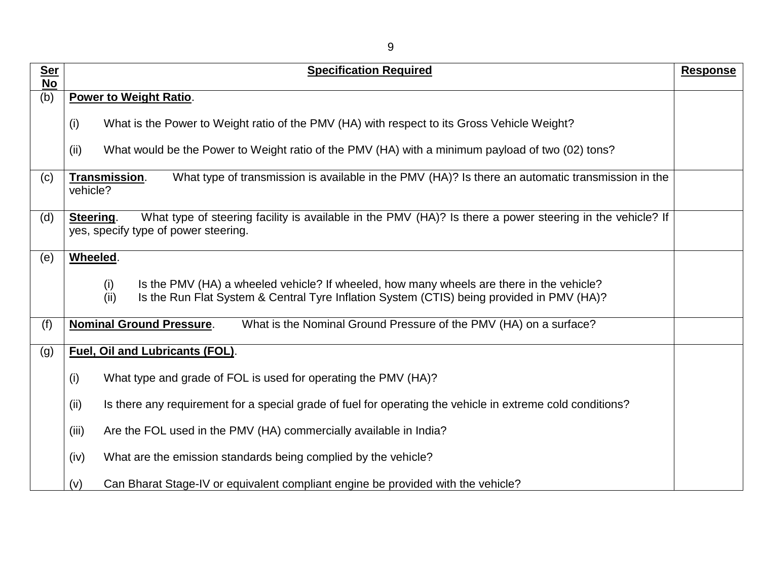| Ser No | Specification Required | Response |
|---|---|---|
| (b) | **Power to Weight Ratio**.<br><br>(i) What is the Power to Weight ratio of the PMV (HA) with respect to its Gross Vehicle Weight?<br><br>(ii) What would be the Power to Weight ratio of the PMV (HA) with a minimum payload of two (02) tons? | |
| (c) | **Transmission**. What type of transmission is available in the PMV (HA)? Is there an automatic transmission in the vehicle? | |
| (d) | **Steering**. What type of steering facility is available in the PMV (HA)? Is there a power steering in the vehicle? If yes, specify type of power steering. | |
| (e) | **Wheeled**.<br><br>(i) Is the PMV (HA) a wheeled vehicle? If wheeled, how many wheels are there in the vehicle?<br>(ii) Is the Run Flat System & Central Tyre Inflation System (CTIS) being provided in PMV (HA)? | |
| (f) | **Nominal Ground Pressure**. What is the Nominal Ground Pressure of the PMV (HA) on a surface? | |
| (g) | **Fuel, Oil and Lubricants (FOL)**.<br><br>(i) What type and grade of FOL is used for operating the PMV (HA)?<br><br>(ii) Is there any requirement for a special grade of fuel for operating the vehicle in extreme cold conditions?<br><br>(iii) Are the FOL used in the PMV (HA) commercially available in India?<br><br>(iv) What are the emission standards being complied by the vehicle?<br><br>(v) Can Bharat Stage-IV or equivalent compliant engine be provided with the vehicle? | |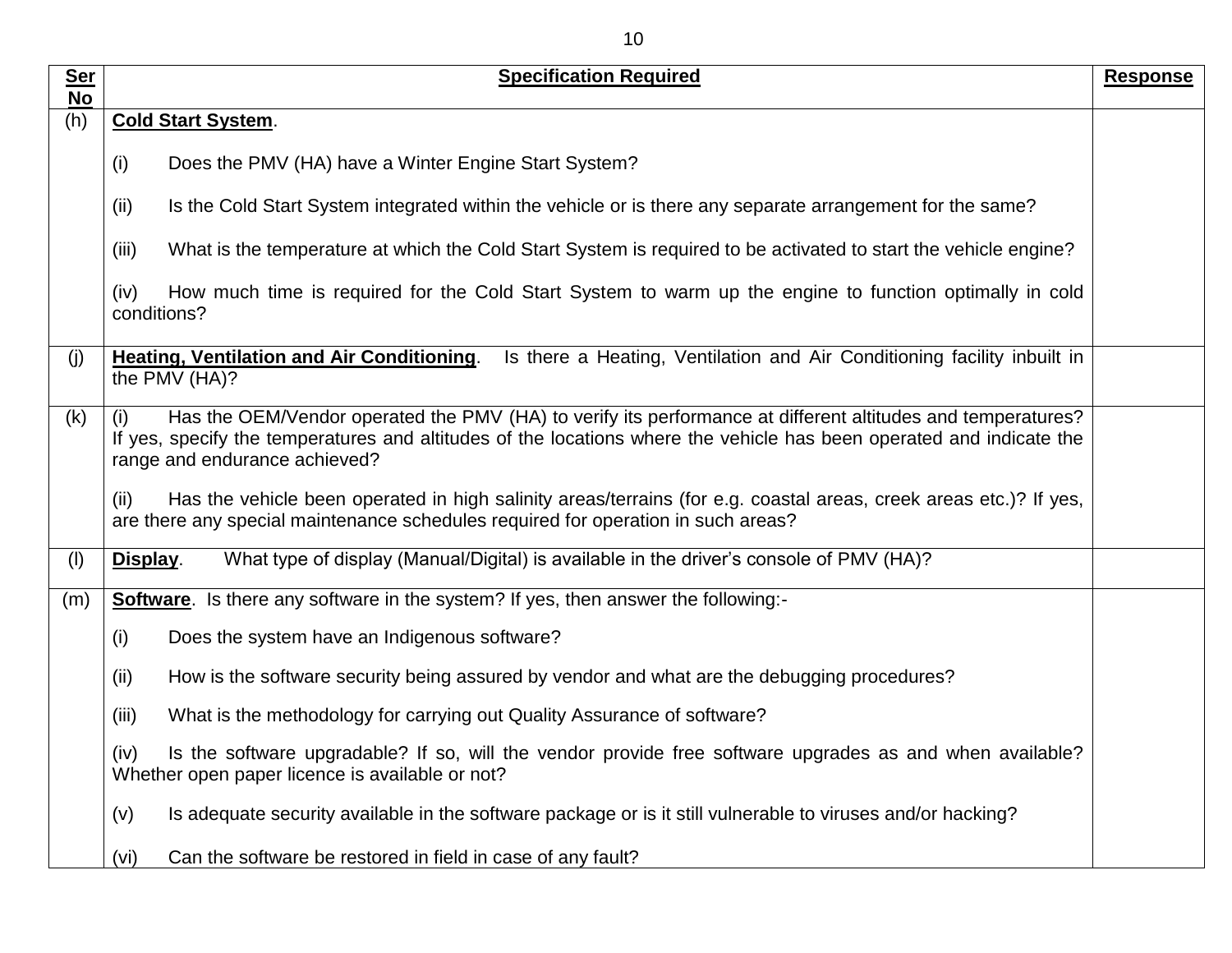| Ser No | Specification Required | Response |
|---|---|---|
| (h) | **Cold Start System**.<br><br>(i) Does the PMV (HA) have a Winter Engine Start System?<br><br>(ii) Is the Cold Start System integrated within the vehicle or is there any separate arrangement for the same?<br><br>(iii) What is the temperature at which the Cold Start System is required to be activated to start the vehicle engine?<br><br>(iv) How much time is required for the Cold Start System to warm up the engine to function optimally in cold conditions? | |
| (j) | **Heating, Ventilation and Air Conditioning**. Is there a Heating, Ventilation and Air Conditioning facility inbuilt in the PMV (HA)? | |
| (k) | (i) Has the OEM/Vendor operated the PMV (HA) to verify its performance at different altitudes and temperatures? If yes, specify the temperatures and altitudes of the locations where the vehicle has been operated and indicate the range and endurance achieved?<br><br>(ii) Has the vehicle been operated in high salinity areas/terrains (for e.g. coastal areas, creek areas etc.)? If yes, are there any special maintenance schedules required for operation in such areas? | |
| (l) | **Display**. What type of display (Manual/Digital) is available in the driver's console of PMV (HA)? | |
| (m) | **Software**. Is there any software in the system? If yes, then answer the following:-<br><br>(i) Does the system have an Indigenous software?<br><br>(ii) How is the software security being assured by vendor and what are the debugging procedures?<br><br>(iii) What is the methodology for carrying out Quality Assurance of software?<br><br>(iv) Is the software upgradable? If so, will the vendor provide free software upgrades as and when available? Whether open paper licence is available or not?<br><br>(v) Is adequate security available in the software package or is it still vulnerable to viruses and/or hacking?<br><br>(vi) Can the software be restored in field in case of any fault? | |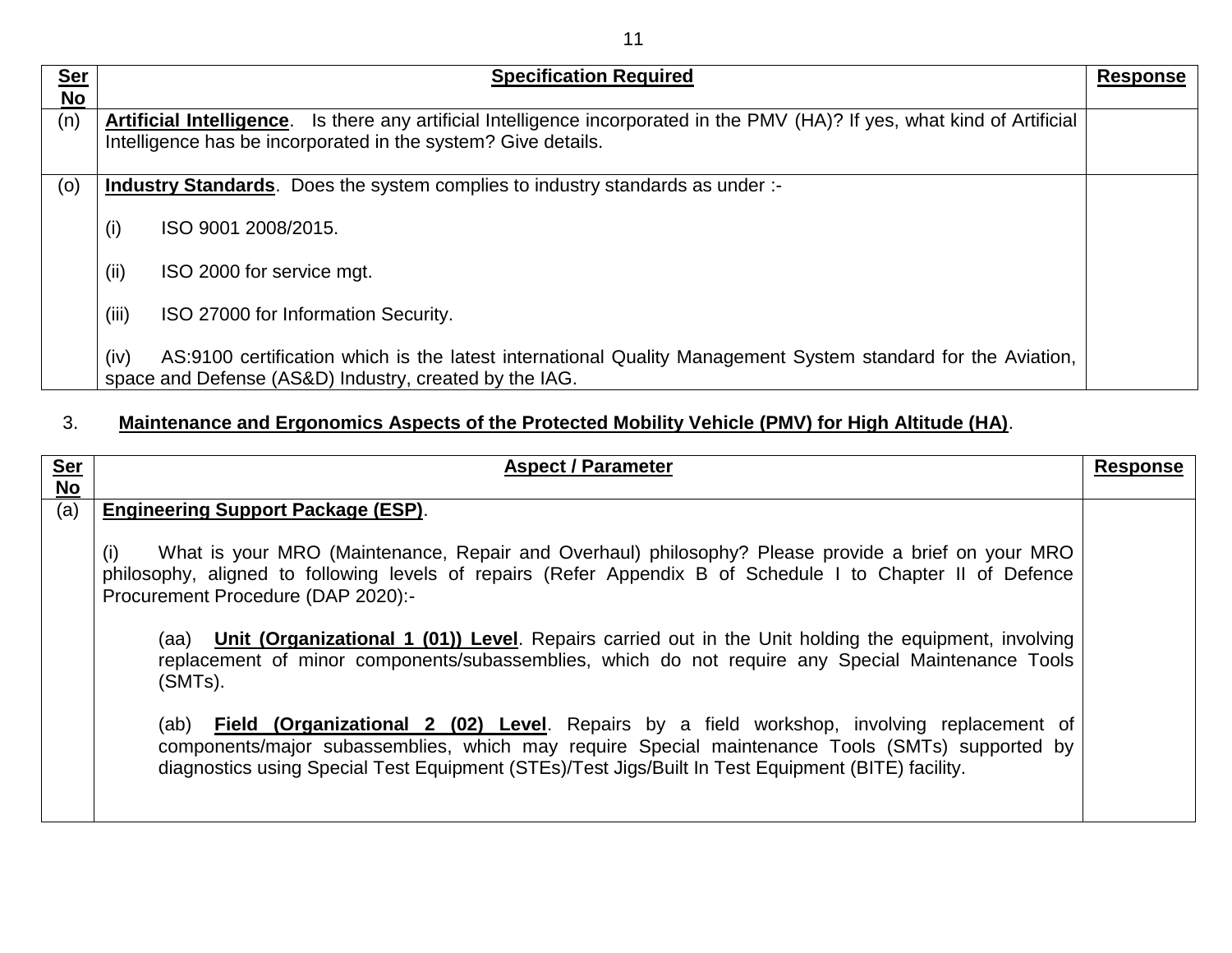| Ser No | Specification Required | Response |
|---|---|---|
| (n) | **Artificial Intelligence**. Is there any artificial Intelligence incorporated in the PMV (HA)? If yes, what kind of Artificial Intelligence has be incorporated in the system? Give details. | |
| (o) | **Industry Standards**. Does the system complies to industry standards as under :-<br><br>(i) ISO 9001 2008/2015.<br><br>(ii) ISO 2000 for service mgt.<br><br>(iii) ISO 27000 for Information Security.<br><br>(iv) AS:9100 certification which is the latest international Quality Management System standard for the Aviation, space and Defense (AS&D) Industry, created by the IAG. | |

3. **Maintenance and Ergonomics Aspects of the Protected Mobility Vehicle (PMV) for High Altitude (HA)**.

| Ser No | Aspect / Parameter | Response |
|---|---|---|
| (a) | **Engineering Support Package (ESP)**.<br><br>(i) What is your MRO (Maintenance, Repair and Overhaul) philosophy? Please provide a brief on your MRO philosophy, aligned to following levels of repairs (Refer Appendix B of Schedule I to Chapter II of Defence Procurement Procedure (DAP 2020):-<br><br>(aa) **Unit (Organizational 1 (01)) Level**. Repairs carried out in the Unit holding the equipment, involving replacement of minor components/subassemblies, which do not require any Special Maintenance Tools (SMTs).<br><br>(ab) **Field (Organizational 2 (02) Level**. Repairs by a field workshop, involving replacement of components/major subassemblies, which may require Special maintenance Tools (SMTs) supported by diagnostics using Special Test Equipment (STEs)/Test Jigs/Built In Test Equipment (BITE) facility. | |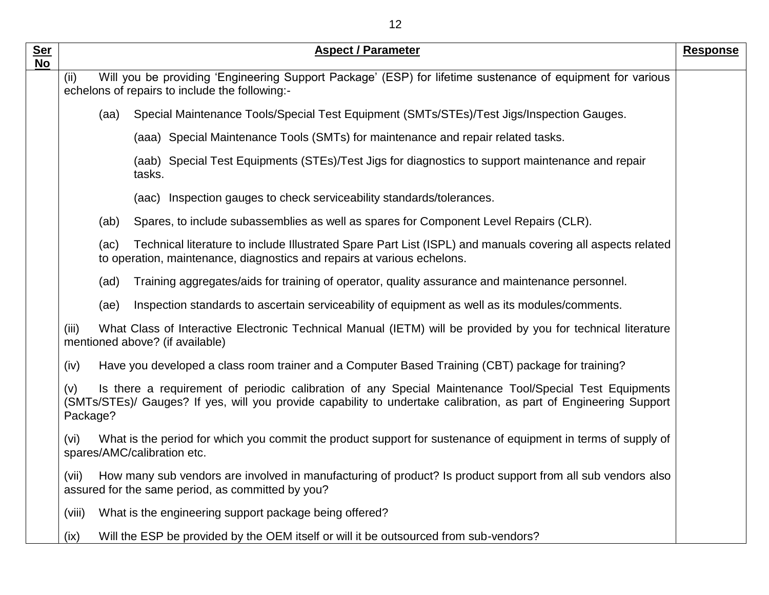| Ser No | Aspect / Parameter | Response |
|---|---|---|
| | (ii) Will you be providing 'Engineering Support Package' (ESP) for lifetime sustenance of equipment for various echelons of repairs to include the following:-<br><br>(aa) Special Maintenance Tools/Special Test Equipment (SMTs/STEs)/Test Jigs/Inspection Gauges.<br><br>(aaa) Special Maintenance Tools (SMTs) for maintenance and repair related tasks.<br><br>(aab) Special Test Equipments (STEs)/Test Jigs for diagnostics to support maintenance and repair tasks.<br><br>(aac) Inspection gauges to check serviceability standards/tolerances.<br><br>(ab) Spares, to include subassemblies as well as spares for Component Level Repairs (CLR).<br><br>(ac) Technical literature to include Illustrated Spare Part List (ISPL) and manuals covering all aspects related to operation, maintenance, diagnostics and repairs at various echelons.<br><br>(ad) Training aggregates/aids for training of operator, quality assurance and maintenance personnel.<br><br>(ae) Inspection standards to ascertain serviceability of equipment as well as its modules/comments.<br><br>(iii) What Class of Interactive Electronic Technical Manual (IETM) will be provided by you for technical literature mentioned above? (if available)<br><br>(iv) Have you developed a class room trainer and a Computer Based Training (CBT) package for training?<br><br>(v) Is there a requirement of periodic calibration of any Special Maintenance Tool/Special Test Equipments (SMTs/STEs)/ Gauges? If yes, will you provide capability to undertake calibration, as part of Engineering Support Package?<br><br>(vi) What is the period for which you commit the product support for sustenance of equipment in terms of supply of spares/AMC/calibration etc.<br><br>(vii) How many sub vendors are involved in manufacturing of product? Is product support from all sub vendors also assured for the same period, as committed by you?<br><br>(viii) What is the engineering support package being offered?<br><br>(ix) Will the ESP be provided by the OEM itself or will it be outsourced from sub-vendors? | |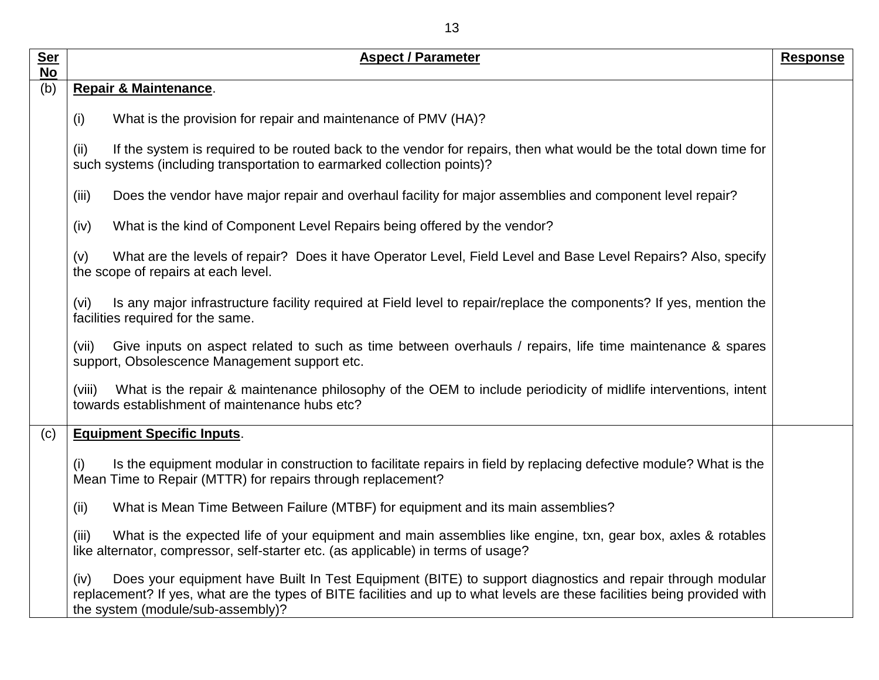| **Ser No** | **Aspect / Parameter** | **Response** |
|---|---|---|
| (b) | **Repair & Maintenance**.<br><br>(i) What is the provision for repair and maintenance of PMV (HA)?<br><br>(ii) If the system is required to be routed back to the vendor for repairs, then what would be the total down time for such systems (including transportation to earmarked collection points)?<br><br>(iii) Does the vendor have major repair and overhaul facility for major assemblies and component level repair?<br><br>(iv) What is the kind of Component Level Repairs being offered by the vendor?<br><br>(v) What are the levels of repair? Does it have Operator Level, Field Level and Base Level Repairs? Also, specify the scope of repairs at each level.<br><br>(vi) Is any major infrastructure facility required at Field level to repair/replace the components? If yes, mention the facilities required for the same.<br><br>(vii) Give inputs on aspect related to such as time between overhauls / repairs, life time maintenance & spares support, Obsolescence Management support etc.<br><br>(viii) What is the repair & maintenance philosophy of the OEM to include periodicity of midlife interventions, intent towards establishment of maintenance hubs etc? | |
| (c) | **Equipment Specific Inputs**.<br><br>(i) Is the equipment modular in construction to facilitate repairs in field by replacing defective module? What is the Mean Time to Repair (MTTR) for repairs through replacement?<br><br>(ii) What is Mean Time Between Failure (MTBF) for equipment and its main assemblies?<br><br>(iii) What is the expected life of your equipment and main assemblies like engine, txn, gear box, axles & rotables like alternator, compressor, self-starter etc. (as applicable) in terms of usage?<br><br>(iv) Does your equipment have Built In Test Equipment (BITE) to support diagnostics and repair through modular replacement? If yes, what are the types of BITE facilities and up to what levels are these facilities being provided with the system (module/sub-assembly)? | |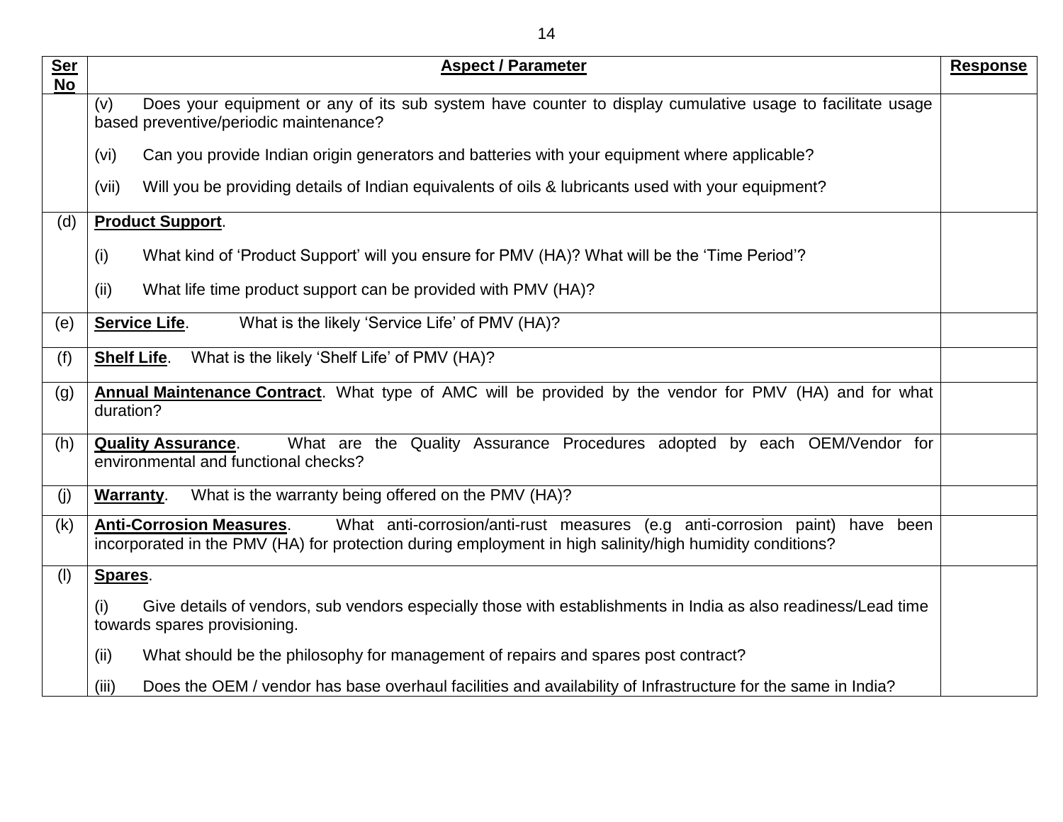| Ser No | Aspect / Parameter | Response |
|---|---|---|
| | (v) Does your equipment or any of its sub system have counter to display cumulative usage to facilitate usage based preventive/periodic maintenance?<br><br>(vi) Can you provide Indian origin generators and batteries with your equipment where applicable?<br><br>(vii) Will you be providing details of Indian equivalents of oils & lubricants used with your equipment? | |
| (d) | **Product Support**.<br><br>(i) What kind of 'Product Support' will you ensure for PMV (HA)? What will be the 'Time Period'?<br><br>(ii) What life time product support can be provided with PMV (HA)? | |
| (e) | **Service Life**. What is the likely 'Service Life' of PMV (HA)? | |
| (f) | **Shelf Life**. What is the likely 'Shelf Life' of PMV (HA)? | |
| (g) | **Annual Maintenance Contract**. What type of AMC will be provided by the vendor for PMV (HA) and for what duration? | |
| (h) | **Quality Assurance**. What are the Quality Assurance Procedures adopted by each OEM/Vendor for environmental and functional checks? | |
| (j) | **Warranty**. What is the warranty being offered on the PMV (HA)? | |
| (k) | **Anti-Corrosion Measures**. What anti-corrosion/anti-rust measures (e.g anti-corrosion paint) have been incorporated in the PMV (HA) for protection during employment in high salinity/high humidity conditions? | |
| (l) | **Spares**.<br><br>(i) Give details of vendors, sub vendors especially those with establishments in India as also readiness/Lead time towards spares provisioning.<br><br>(ii) What should be the philosophy for management of repairs and spares post contract?<br><br>(iii) Does the OEM / vendor has base overhaul facilities and availability of Infrastructure for the same in India? | |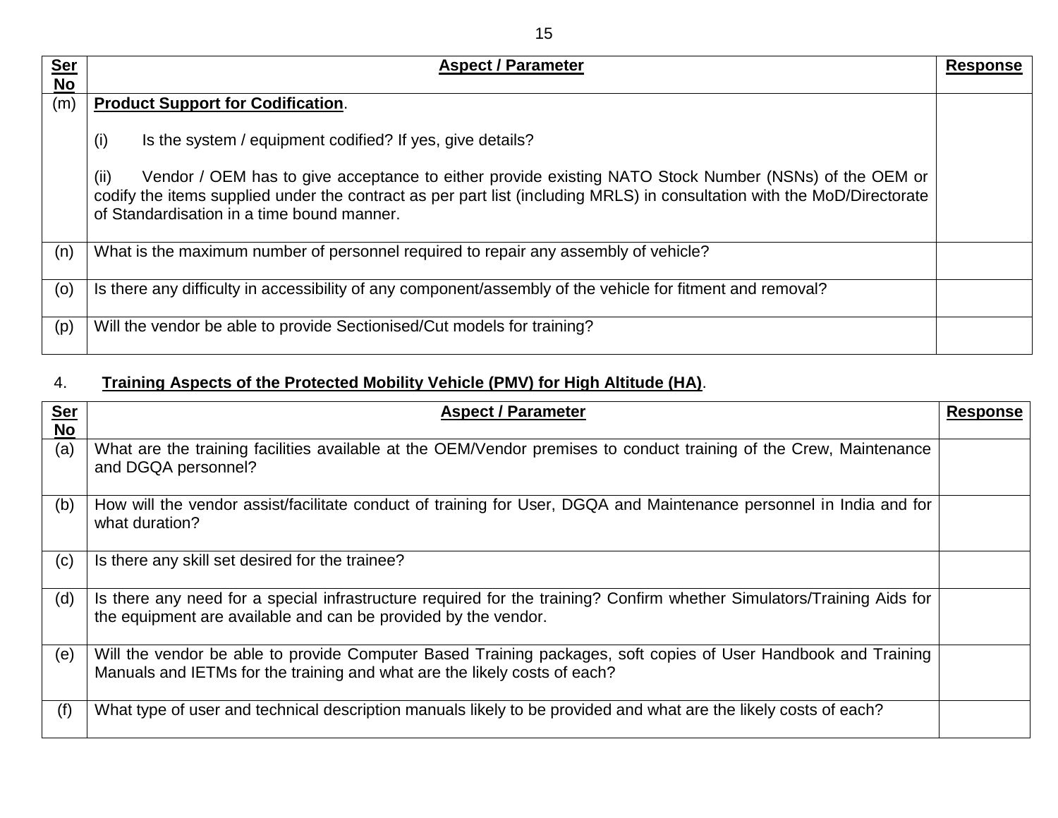| Ser No | Aspect / Parameter | Response |
|---|---|---|
| (m) | **Product Support for Codification**.<br><br>(i) Is the system / equipment codified? If yes, give details?<br><br>(ii) Vendor / OEM has to give acceptance to either provide existing NATO Stock Number (NSNs) of the OEM or codify the items supplied under the contract as per part list (including MRLS) in consultation with the MoD/Directorate of Standardisation in a time bound manner. | |
| (n) | What is the maximum number of personnel required to repair any assembly of vehicle? | |
| (o) | Is there any difficulty in accessibility of any component/assembly of the vehicle for fitment and removal? | |
| (p) | Will the vendor be able to provide Sectionised/Cut models for training? | |

4. **Training Aspects of the Protected Mobility Vehicle (PMV) for High Altitude (HA)**.

| Ser No | Aspect / Parameter | Response |
|---|---|---|
| (a) | What are the training facilities available at the OEM/Vendor premises to conduct training of the Crew, Maintenance and DGQA personnel? | |
| (b) | How will the vendor assist/facilitate conduct of training for User, DGQA and Maintenance personnel in India and for what duration? | |
| (c) | Is there any skill set desired for the trainee? | |
| (d) | Is there any need for a special infrastructure required for the training? Confirm whether Simulators/Training Aids for the equipment are available and can be provided by the vendor. | |
| (e) | Will the vendor be able to provide Computer Based Training packages, soft copies of User Handbook and Training Manuals and IETMs for the training and what are the likely costs of each? | |
| (f) | What type of user and technical description manuals likely to be provided and what are the likely costs of each? | |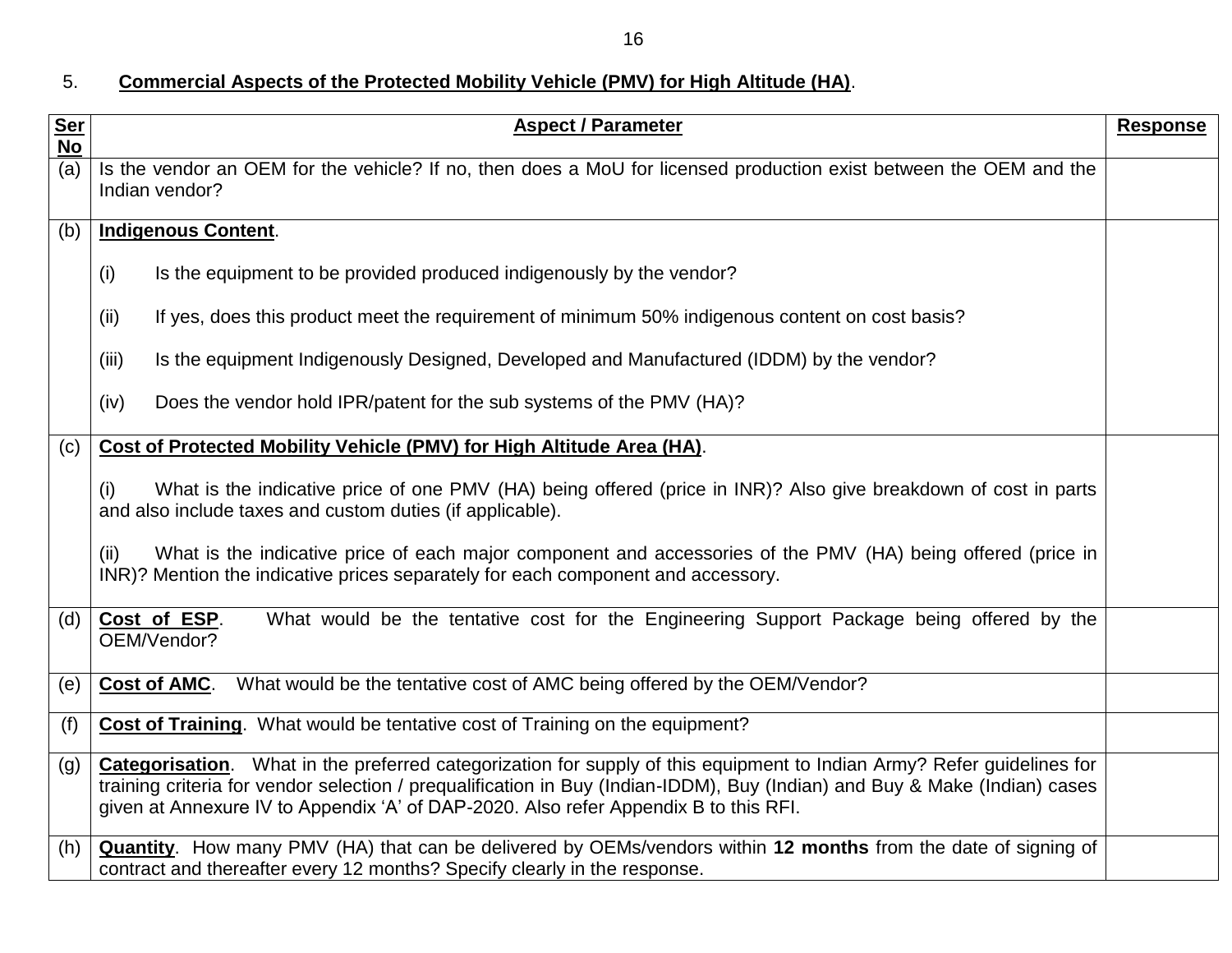5. **Commercial Aspects of the Protected Mobility Vehicle (PMV) for High Altitude (HA)**.

| Ser No | Aspect / Parameter | Response |
|---|---|---|
| (a) | Is the vendor an OEM for the vehicle? If no, then does a MoU for licensed production exist between the OEM and the Indian vendor? | |
| (b) | **Indigenous Content**.<br><br>(i) Is the equipment to be provided produced indigenously by the vendor?<br><br>(ii) If yes, does this product meet the requirement of minimum 50% indigenous content on cost basis?<br><br>(iii) Is the equipment Indigenously Designed, Developed and Manufactured (IDDM) by the vendor?<br><br>(iv) Does the vendor hold IPR/patent for the sub systems of the PMV (HA)? | |
| (c) | **Cost of Protected Mobility Vehicle (PMV) for High Altitude Area (HA)**.<br><br>(i) What is the indicative price of one PMV (HA) being offered (price in INR)? Also give breakdown of cost in parts and also include taxes and custom duties (if applicable).<br><br>(ii) What is the indicative price of each major component and accessories of the PMV (HA) being offered (price in INR)? Mention the indicative prices separately for each component and accessory. | |
| (d) | **Cost of ESP**. What would be the tentative cost for the Engineering Support Package being offered by the OEM/Vendor? | |
| (e) | **Cost of AMC**. What would be the tentative cost of AMC being offered by the OEM/Vendor? | |
| (f) | **Cost of Training**. What would be tentative cost of Training on the equipment? | |
| (g) | **Categorisation**. What in the preferred categorization for supply of this equipment to Indian Army? Refer guidelines for training criteria for vendor selection / prequalification in Buy (Indian-IDDM), Buy (Indian) and Buy & Make (Indian) cases given at Annexure IV to Appendix 'A' of DAP-2020. Also refer Appendix B to this RFI. | |
| (h) | **Quantity**. How many PMV (HA) that can be delivered by OEMs/vendors within **12 months** from the date of signing of contract and thereafter every 12 months? Specify clearly in the response. | |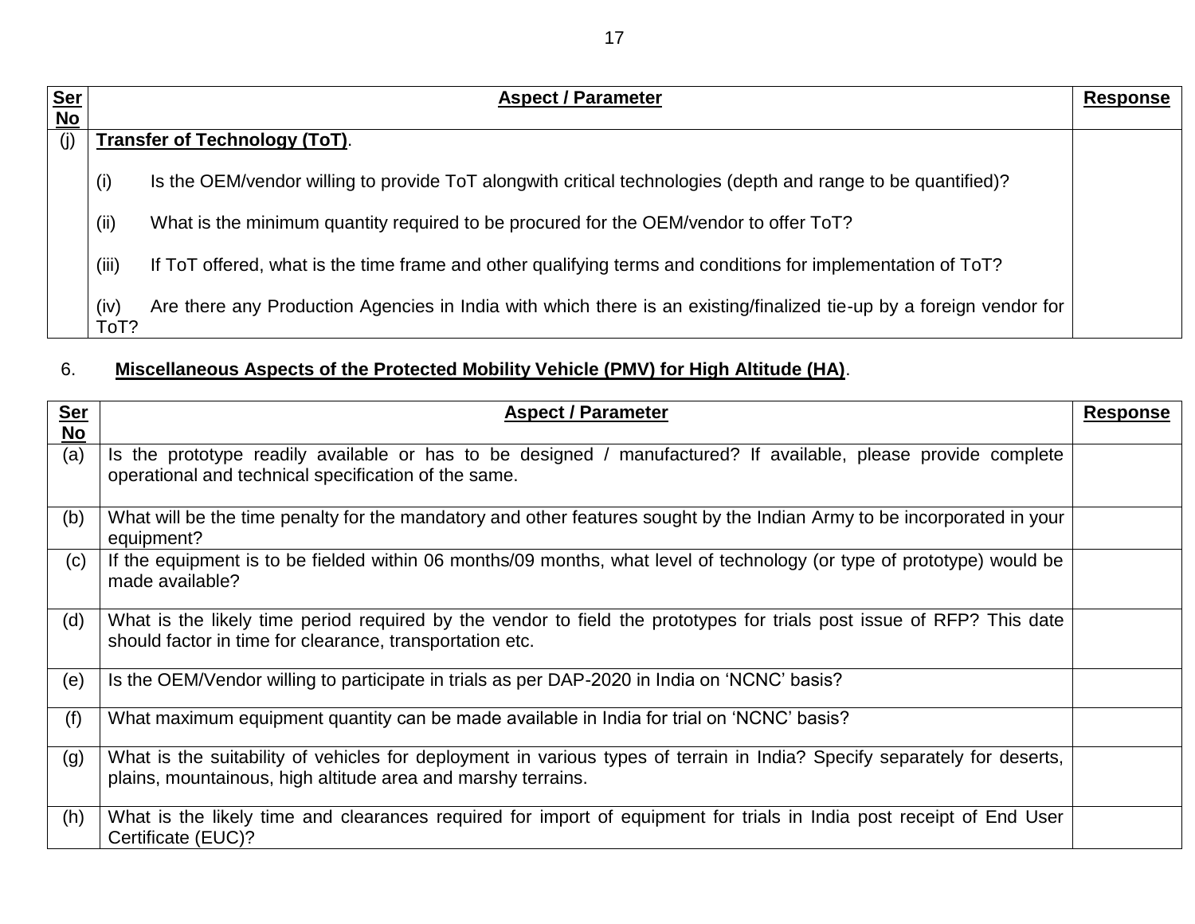| Ser No | Aspect / Parameter | Response |
|---|---|---|
| (j) | **Transfer of Technology (ToT)**.<br><br>(i) Is the OEM/vendor willing to provide ToT alongwith critical technologies (depth and range to be quantified)?<br><br>(ii) What is the minimum quantity required to be procured for the OEM/vendor to offer ToT?<br><br>(iii) If ToT offered, what is the time frame and other qualifying terms and conditions for implementation of ToT?<br><br>(iv) Are there any Production Agencies in India with which there is an existing/finalized tie-up by a foreign vendor for ToT? | |

6. **Miscellaneous Aspects of the Protected Mobility Vehicle (PMV) for High Altitude (HA)**.

| Ser No | Aspect / Parameter | Response |
|---|---|---|
| (a) | Is the prototype readily available or has to be designed / manufactured? If available, please provide complete operational and technical specification of the same. | |
| (b) | What will be the time penalty for the mandatory and other features sought by the Indian Army to be incorporated in your equipment? | |
| (c) | If the equipment is to be fielded within 06 months/09 months, what level of technology (or type of prototype) would be made available? | |
| (d) | What is the likely time period required by the vendor to field the prototypes for trials post issue of RFP? This date should factor in time for clearance, transportation etc. | |
| (e) | Is the OEM/Vendor willing to participate in trials as per DAP-2020 in India on 'NCNC' basis? | |
| (f) | What maximum equipment quantity can be made available in India for trial on 'NCNC' basis? | |
| (g) | What is the suitability of vehicles for deployment in various types of terrain in India? Specify separately for deserts, plains, mountainous, high altitude area and marshy terrains. | |
| (h) | What is the likely time and clearances required for import of equipment for trials in India post receipt of End User Certificate (EUC)? | |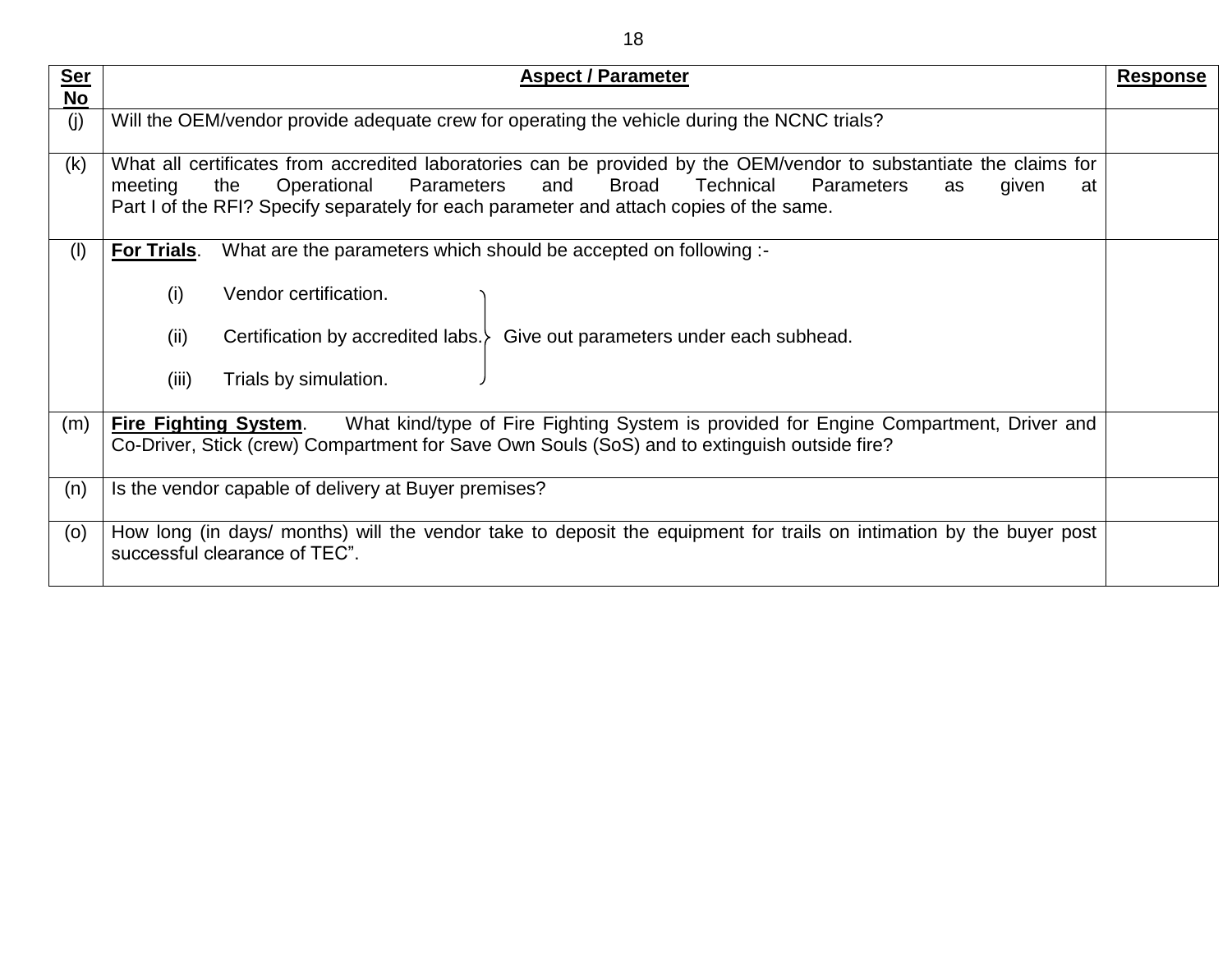| Ser No | Aspect / Parameter | Response |
|---|---|---|
| (j) | Will the OEM/vendor provide adequate crew for operating the vehicle during the NCNC trials? | |
| (k) | What all certificates from accredited laboratories can be provided by the OEM/vendor to substantiate the claims for meeting the Operational Parameters and Broad Technical Parameters as given at Part I of the RFI? Specify separately for each parameter and attach copies of the same. | |
| (l) | **For Trials**. What are the parameters which should be accepted on following :- <br><br> (i) Vendor certification. <br> (ii) Certification by accredited labs. <br> (iii) Trials by simulation. <br><br> } Give out parameters under each subhead. | |
| (m) | **Fire Fighting System**. What kind/type of Fire Fighting System is provided for Engine Compartment, Driver and Co-Driver, Stick (crew) Compartment for Save Own Souls (SoS) and to extinguish outside fire? | |
| (n) | Is the vendor capable of delivery at Buyer premises? | |
| (o) | How long (in days/ months) will the vendor take to deposit the equipment for trails on intimation by the buyer post successful clearance of TEC". | |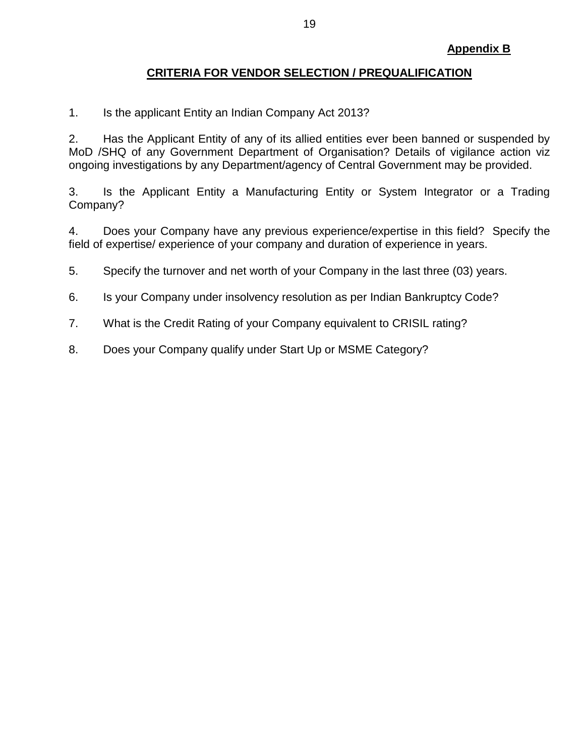**Appendix B**

## CRITERIA FOR VENDOR SELECTION / PREQUALIFICATION

1. Is the applicant Entity an Indian Company Act 2013?

2. Has the Applicant Entity of any of its allied entities ever been banned or suspended by MoD /SHQ of any Government Department of Organisation? Details of vigilance action viz ongoing investigations by any Department/agency of Central Government may be provided.

3. Is the Applicant Entity a Manufacturing Entity or System Integrator or a Trading Company?

4. Does your Company have any previous experience/expertise in this field? Specify the field of expertise/ experience of your company and duration of experience in years.

5. Specify the turnover and net worth of your Company in the last three (03) years.

6. Is your Company under insolvency resolution as per Indian Bankruptcy Code?

7. What is the Credit Rating of your Company equivalent to CRISIL rating?

8. Does your Company qualify under Start Up or MSME Category?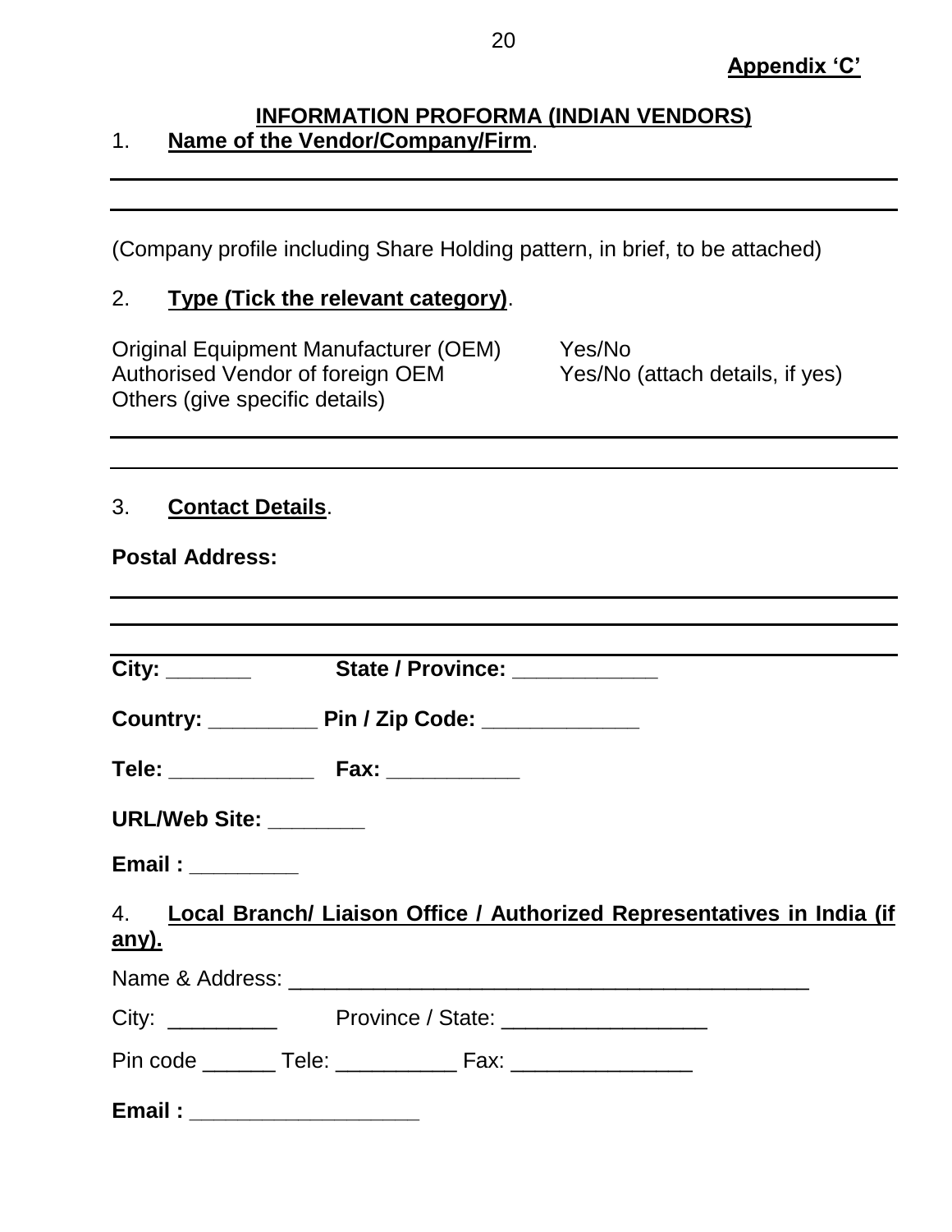**Appendix 'C'**

# INFORMATION PROFORMA (INDIAN VENDORS)

1. **Name of the Vendor/Company/Firm**.

______________________________________________________________________

______________________________________________________________________

(Company profile including Share Holding pattern, in brief, to be attached)

2. **Type (Tick the relevant category)**.

Original Equipment Manufacturer (OEM) Yes/No
Authorised Vendor of foreign OEM Yes/No (attach details, if yes)
Others (give specific details)

______________________________________________________________________

______________________________________________________________________

3. **Contact Details**.

**Postal Address:**

______________________________________________________________________

______________________________________________________________________

______________________________________________________________________

**City: _______ State / Province: ____________**

**Country: _________ Pin / Zip Code: _____________**

**Tele: ____________ Fax: ___________**

**URL/Web Site: ________**

**Email : _________**

4. **Local Branch/ Liaison Office / Authorized Representatives in India (if any).**

Name & Address: ____________________________________________

City: _________ Province / State: _________________

Pin code ______ Tele: __________ Fax: _______________

**Email : ___________________**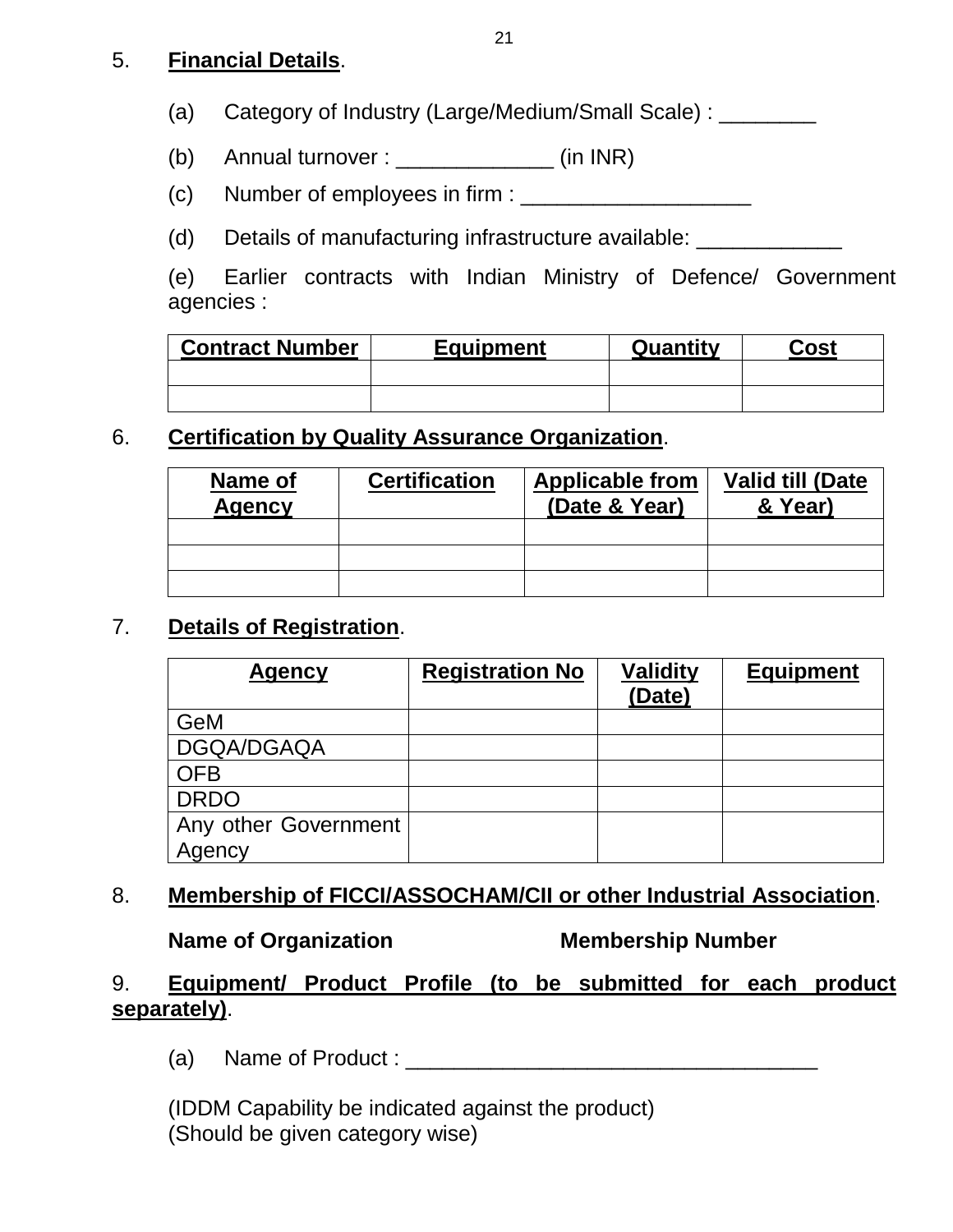5. **Financial Details**.

(a) Category of Industry (Large/Medium/Small Scale) : ________

(b) Annual turnover : _____________ (in INR)

(c) Number of employees in firm : ___________________

(d) Details of manufacturing infrastructure available: ____________

(e) Earlier contracts with Indian Ministry of Defence/ Government agencies :

| Contract Number | Equipment | Quantity | Cost |
|---|---|---|---|
| | | | |
| | | | |

6. **Certification by Quality Assurance Organization**.

| Name of Agency | Certification | Applicable from (Date & Year) | Valid till (Date & Year) |
|---|---|---|---|
| | | | |
| | | | |
| | | | |

7. **Details of Registration**.

| Agency | Registration No | Validity (Date) | Equipment |
|---|---|---|---|
| GeM | | | |
| DGQA/DGAQA | | | |
| OFB | | | |
| DRDO | | | |
| Any other Government Agency | | | |

8. **Membership of FICCI/ASSOCHAM/CII or other Industrial Association**.

**Name of Organization** **Membership Number**

9. **Equipment/ Product Profile (to be submitted for each product separately)**.

(a) Name of Product : __________________________________

(IDDM Capability be indicated against the product)
(Should be given category wise)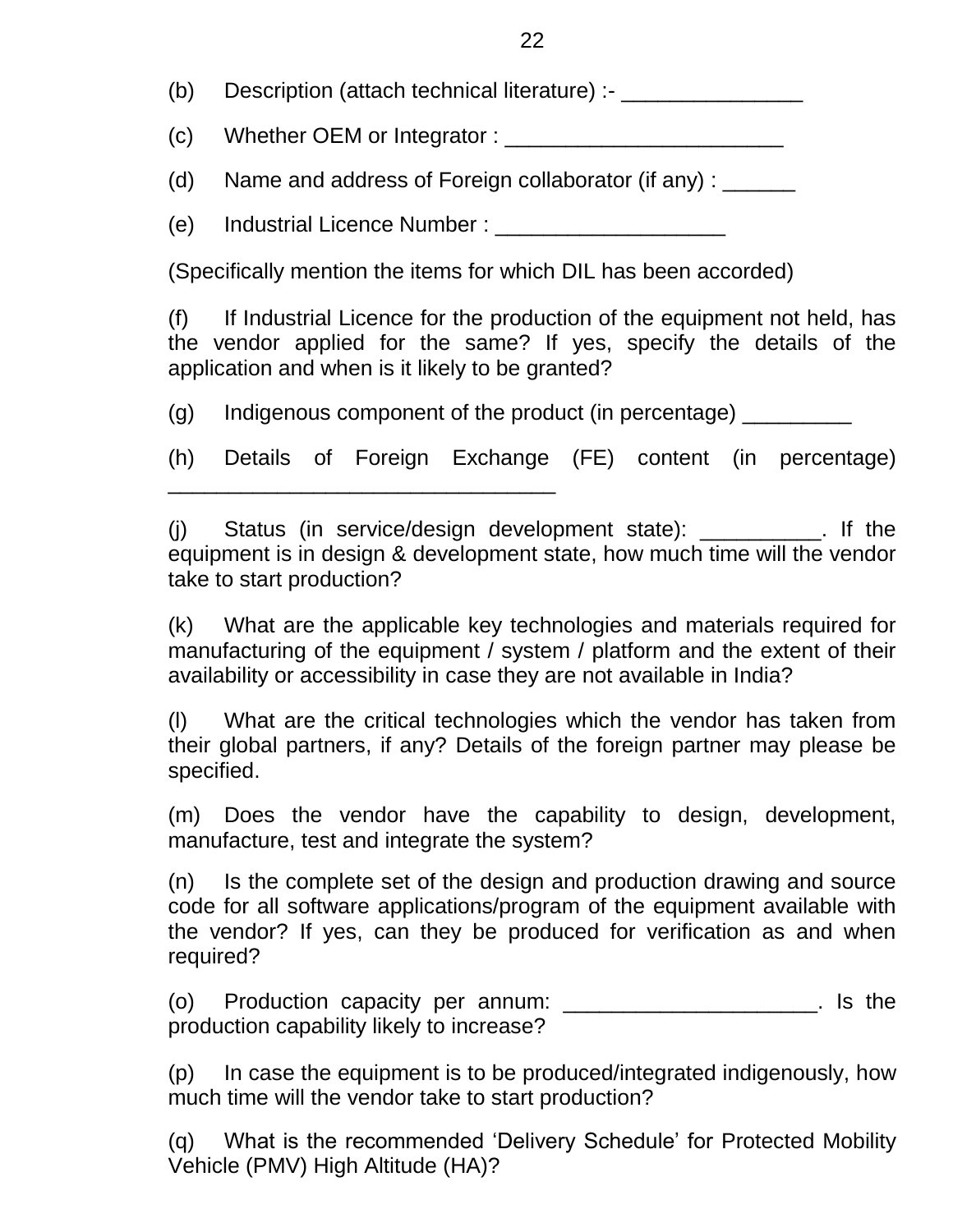(b) Description (attach technical literature) :- _______________

(c) Whether OEM or Integrator : _______________________

(d) Name and address of Foreign collaborator (if any) : ______

(e) Industrial Licence Number : ___________________

(Specifically mention the items for which DIL has been accorded)

(f) If Industrial Licence for the production of the equipment not held, has the vendor applied for the same? If yes, specify the details of the application and when is it likely to be granted?

(g) Indigenous component of the product (in percentage) _________

(h) Details of Foreign Exchange (FE) content (in percentage) ________________________________

(j) Status (in service/design development state): __________. If the equipment is in design & development state, how much time will the vendor take to start production?

(k) What are the applicable key technologies and materials required for manufacturing of the equipment / system / platform and the extent of their availability or accessibility in case they are not available in India?

(l) What are the critical technologies which the vendor has taken from their global partners, if any? Details of the foreign partner may please be specified.

(m) Does the vendor have the capability to design, development, manufacture, test and integrate the system?

(n) Is the complete set of the design and production drawing and source code for all software applications/program of the equipment available with the vendor? If yes, can they be produced for verification as and when required?

(o) Production capacity per annum: _____________________. Is the production capability likely to increase?

(p) In case the equipment is to be produced/integrated indigenously, how much time will the vendor take to start production?

(q) What is the recommended 'Delivery Schedule' for Protected Mobility Vehicle (PMV) High Altitude (HA)?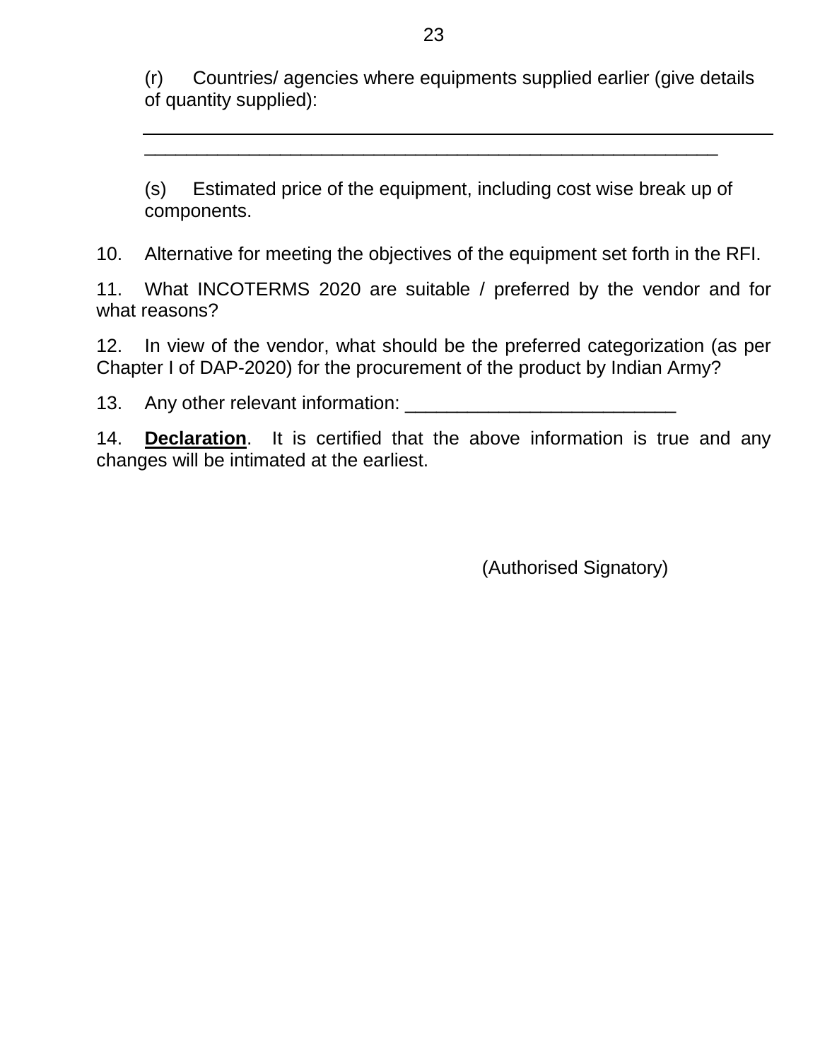(r) Countries/ agencies where equipments supplied earlier (give details of quantity supplied):

______________________________________________________________

______________________________________________________

(s) Estimated price of the equipment, including cost wise break up of components.

10. Alternative for meeting the objectives of the equipment set forth in the RFI.

11. What INCOTERMS 2020 are suitable / preferred by the vendor and for what reasons?

12. In view of the vendor, what should be the preferred categorization (as per Chapter I of DAP-2020) for the procurement of the product by Indian Army?

13. Any other relevant information: __________________________

14. **Declaration**. It is certified that the above information is true and any changes will be intimated at the earliest.

(Authorised Signatory)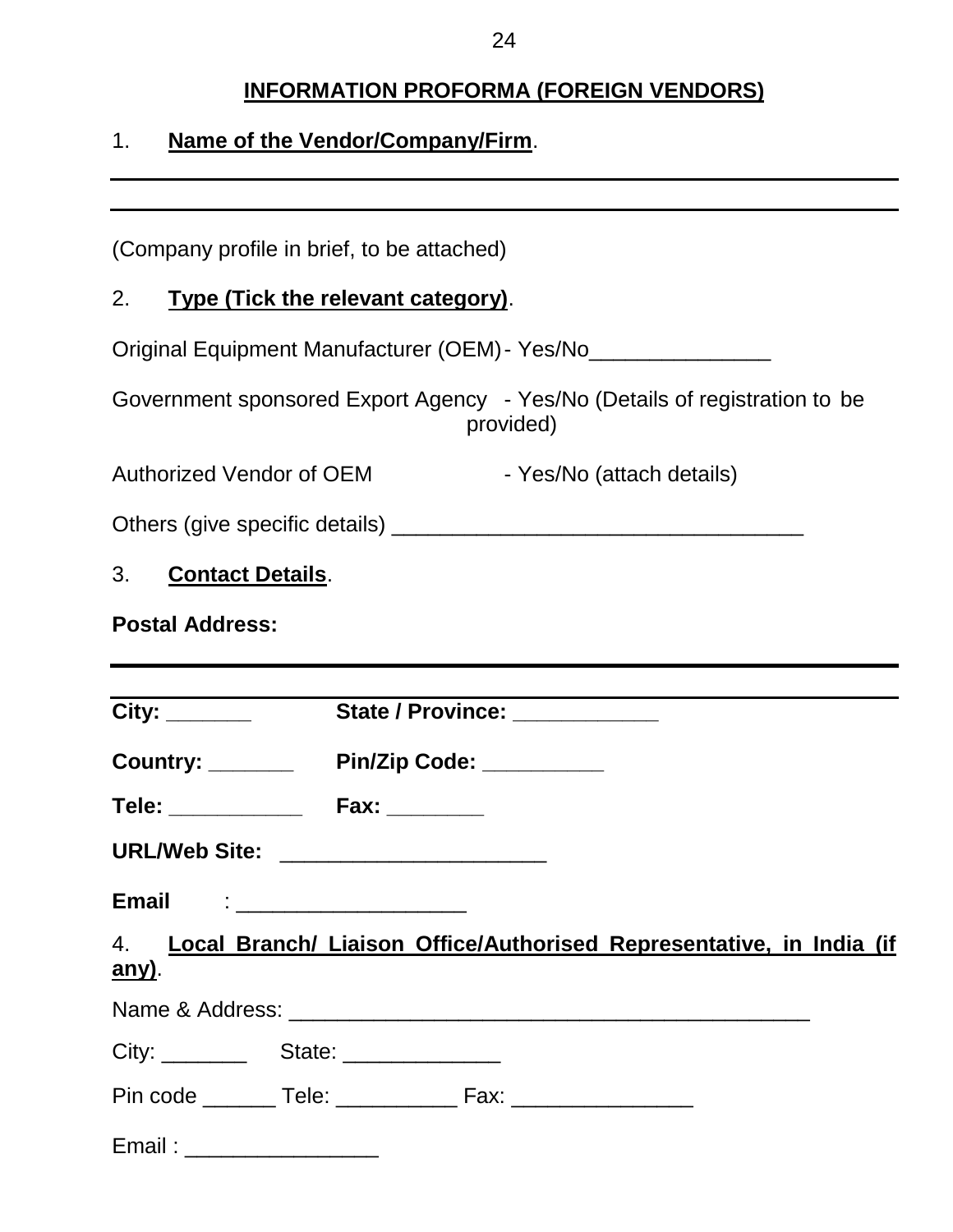## INFORMATION PROFORMA (FOREIGN VENDORS)

1. **Name of the Vendor/Company/Firm**.

___________________________________________________________________________

___________________________________________________________________________

(Company profile in brief, to be attached)

2. **Type (Tick the relevant category)**.

Original Equipment Manufacturer (OEM) - Yes/No_______________

Government sponsored Export Agency - Yes/No (Details of registration to be provided)

Authorized Vendor of OEM - Yes/No (attach details)

Others (give specific details) __________________________________

3. **Contact Details**.

**Postal Address:**

___________________________________________________________________________

___________________________________________________________________________

**City:** _______ **State / Province:** ____________

**Country:** _______ **Pin/Zip Code:** __________

**Tele:** ___________ **Fax:** ________

**URL/Web Site:** ______________________

**Email** : ___________________

4. **Local Branch/ Liaison Office/Authorised Representative, in India (if any)**.

Name & Address: ___________________________________________

City: _______ State: _____________

Pin code ______ Tele: __________ Fax: _______________

Email : ________________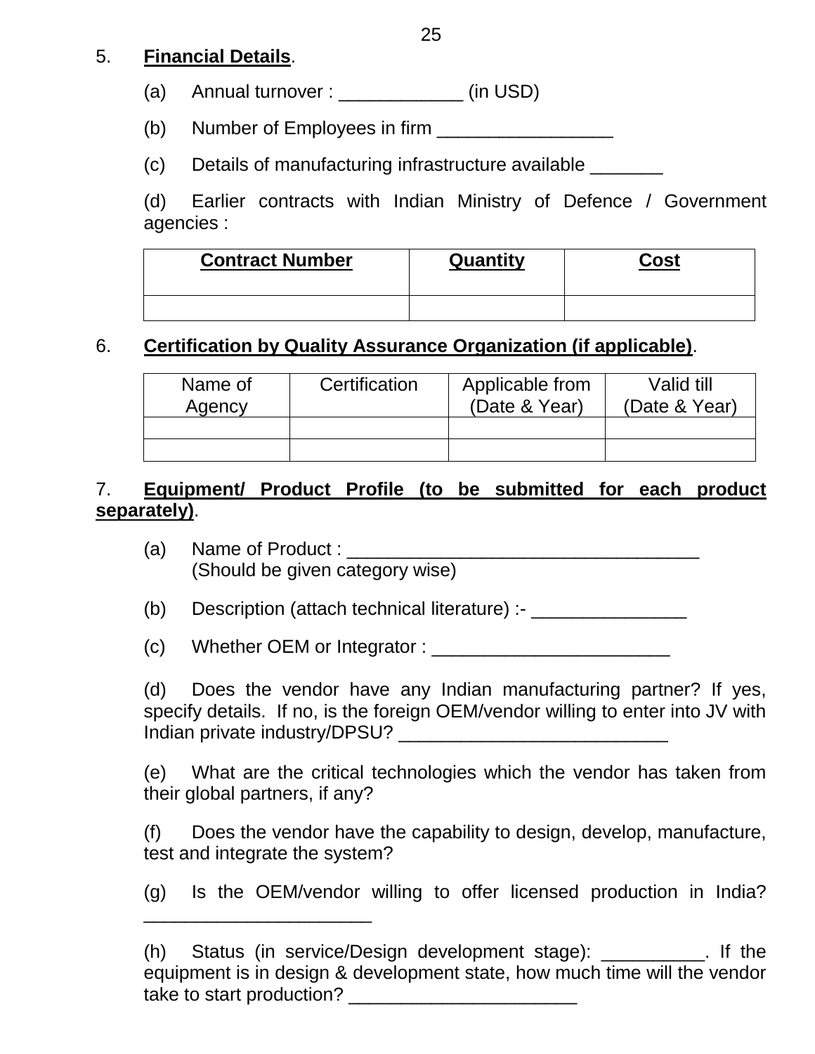5. **Financial Details**.

(a) Annual turnover : ____________ (in USD)

(b) Number of Employees in firm _________________

(c) Details of manufacturing infrastructure available _______

(d) Earlier contracts with Indian Ministry of Defence / Government agencies :

| **Contract Number** | **Quantity** | **Cost** |
|---|---|---|
| | | |

6. **Certification by Quality Assurance Organization (if applicable)**.

| Name of Agency | Certification | Applicable from (Date & Year) | Valid till (Date & Year) |
|---|---|---|---|
| | | | |
| | | | |

7. **Equipment/ Product Profile (to be submitted for each product separately)**.

(a) Name of Product : __________________________________
(Should be given category wise)

(b) Description (attach technical literature) :- _______________

(c) Whether OEM or Integrator : _______________________

(d) Does the vendor have any Indian manufacturing partner? If yes, specify details. If no, is the foreign OEM/vendor willing to enter into JV with Indian private industry/DPSU? __________________________

(e) What are the critical technologies which the vendor has taken from their global partners, if any?

(f) Does the vendor have the capability to design, develop, manufacture, test and integrate the system?

(g) Is the OEM/vendor willing to offer licensed production in India? ______________________

(h) Status (in service/Design development stage): __________. If the equipment is in design & development state, how much time will the vendor take to start production? ______________________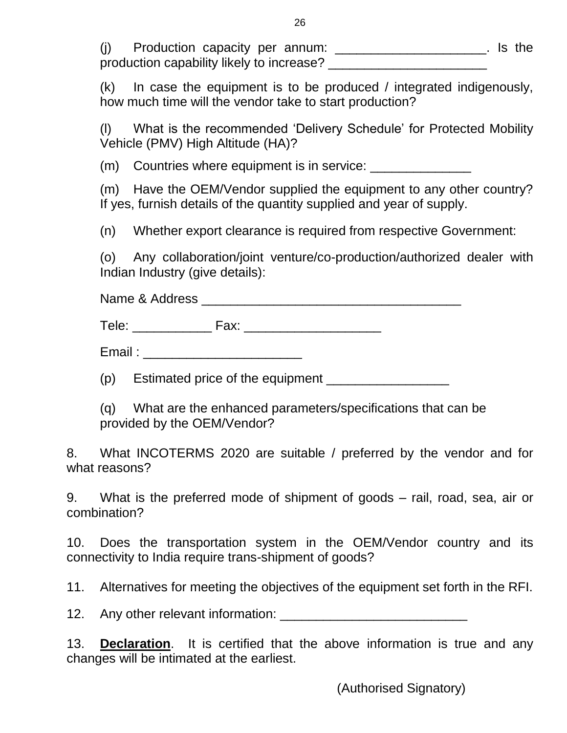(j) Production capacity per annum: ____________________. Is the production capability likely to increase? ______________________

(k) In case the equipment is to be produced / integrated indigenously, how much time will the vendor take to start production?

(l) What is the recommended 'Delivery Schedule' for Protected Mobility Vehicle (PMV) High Altitude (HA)?

(m) Countries where equipment is in service: ______________

(m) Have the OEM/Vendor supplied the equipment to any other country? If yes, furnish details of the quantity supplied and year of supply.

(n) Whether export clearance is required from respective Government:

(o) Any collaboration/joint venture/co-production/authorized dealer with Indian Industry (give details):

Name & Address ____________________________________

Tele: ___________ Fax: ___________________

Email : ______________________

(p) Estimated price of the equipment _________________

(q) What are the enhanced parameters/specifications that can be provided by the OEM/Vendor?

8. What INCOTERMS 2020 are suitable / preferred by the vendor and for what reasons?

9. What is the preferred mode of shipment of goods – rail, road, sea, air or combination?

10. Does the transportation system in the OEM/Vendor country and its connectivity to India require trans-shipment of goods?

11. Alternatives for meeting the objectives of the equipment set forth in the RFI.

12. Any other relevant information: _________________________

13. **Declaration**. It is certified that the above information is true and any changes will be intimated at the earliest.

(Authorised Signatory)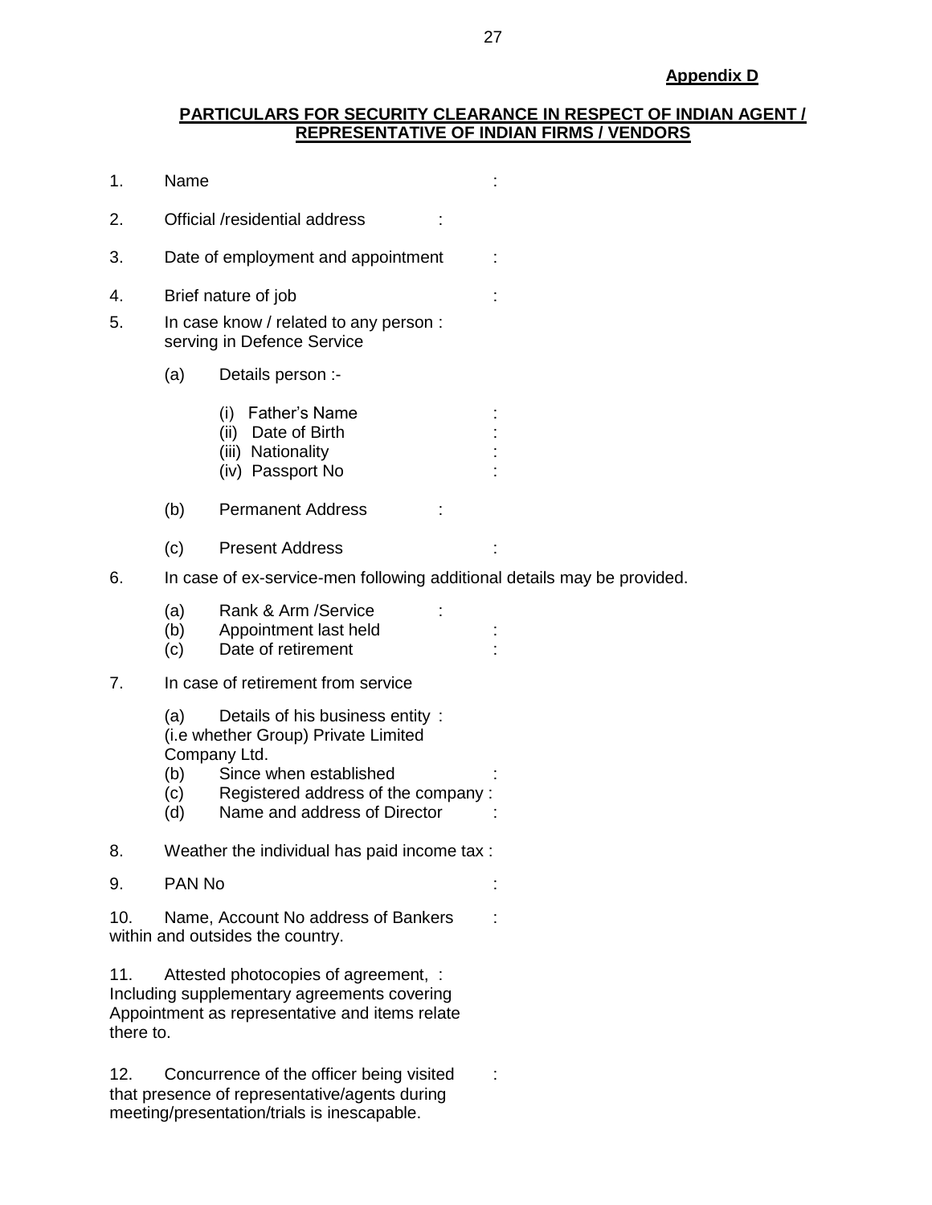**Appendix D**

**PARTICULARS FOR SECURITY CLEARANCE IN RESPECT OF INDIAN AGENT / REPRESENTATIVE OF INDIAN FIRMS / VENDORS**

1. Name :

2. Official /residential address :

3. Date of employment and appointment :

4. Brief nature of job :

5. In case know / related to any person : serving in Defence Service

   (a) Details person :-

      (i) Father's Name :
      (ii) Date of Birth :
      (iii) Nationality :
      (iv) Passport No :

   (b) Permanent Address :

   (c) Present Address :

6. In case of ex-service-men following additional details may be provided.

   (a) Rank & Arm /Service :
   (b) Appointment last held :
   (c) Date of retirement :

7. In case of retirement from service

   (a) Details of his business entity : (i.e whether Group) Private Limited Company Ltd.
   (b) Since when established :
   (c) Registered address of the company :
   (d) Name and address of Director :

8. Weather the individual has paid income tax :

9. PAN No :

10. Name, Account No address of Bankers within and outsides the country. :

11. Attested photocopies of agreement, : Including supplementary agreements covering Appointment as representative and items relate there to.

12. Concurrence of the officer being visited that presence of representative/agents during meeting/presentation/trials is inescapable. :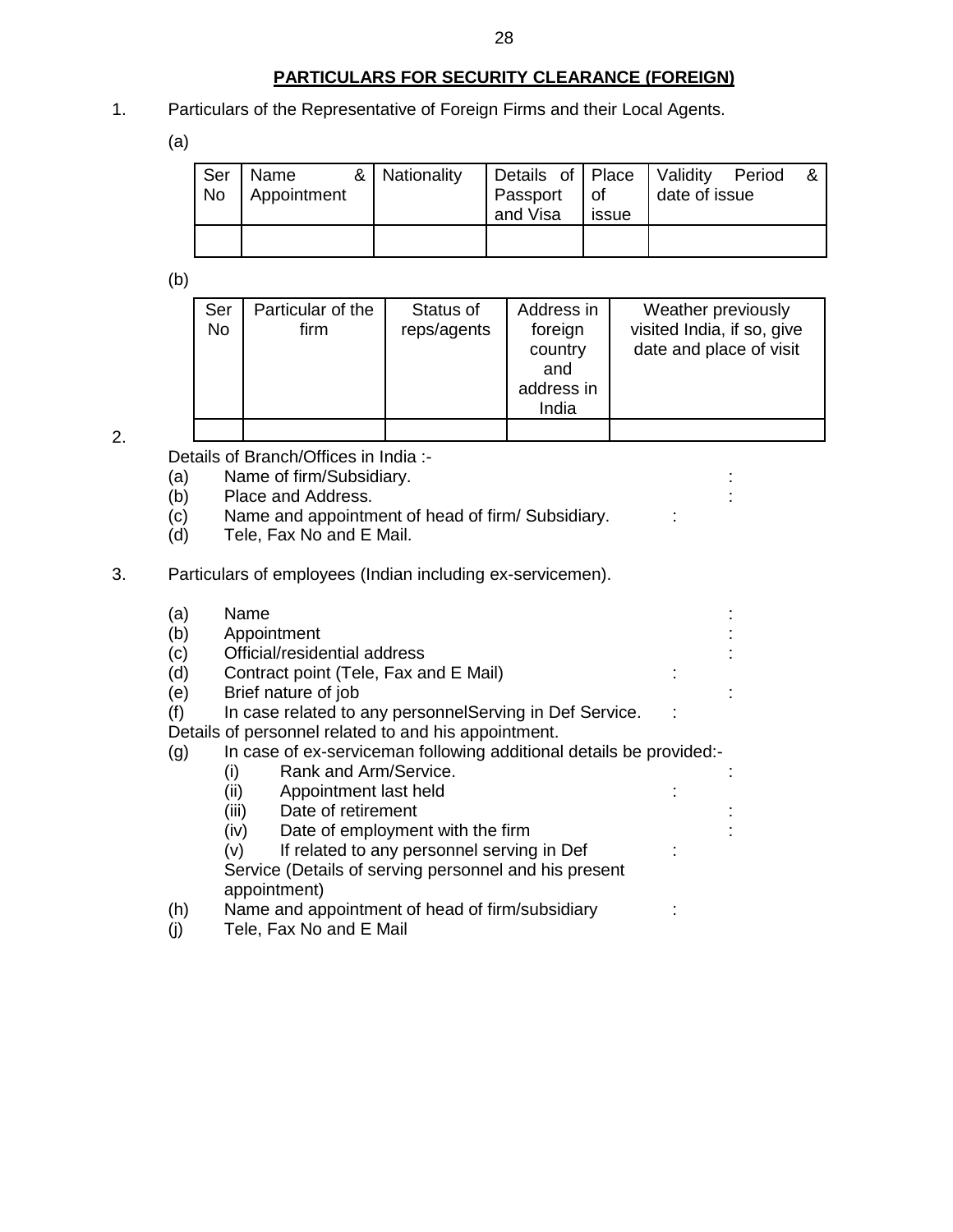## PARTICULARS FOR SECURITY CLEARANCE (FOREIGN)

1. Particulars of the Representative of Foreign Firms and their Local Agents.

(a)

| Ser No | Name & Appointment | Nationality | Details of Passport and Visa | Place of issue | Validity Period & date of issue |
|---|---|---|---|---|---|
| | | | | | |

(b)

| Ser No | Particular of the firm | Status of reps/agents | Address in foreign country and address in India | Weather previously visited India, if so, give date and place of visit |
|---|---|---|---|---|
| | | | | |

2. Details of Branch/Offices in India :-

(a) Name of firm/Subsidiary. :
(b) Place and Address. :
(c) Name and appointment of head of firm/ Subsidiary. :
(d) Tele, Fax No and E Mail.

3. Particulars of employees (Indian including ex-servicemen).

(a) Name :
(b) Appointment :
(c) Official/residential address :
(d) Contract point (Tele, Fax and E Mail) :
(e) Brief nature of job :
(f) In case related to any personnelServing in Def Service. :
Details of personnel related to and his appointment.
(g) In case of ex-serviceman following additional details be provided:-
 (i) Rank and Arm/Service. :
 (ii) Appointment last held :
 (iii) Date of retirement :
 (iv) Date of employment with the firm :
 (v) If related to any personnel serving in Def Service (Details of serving personnel and his present appointment) :
(h) Name and appointment of head of firm/subsidiary :
(j) Tele, Fax No and E Mail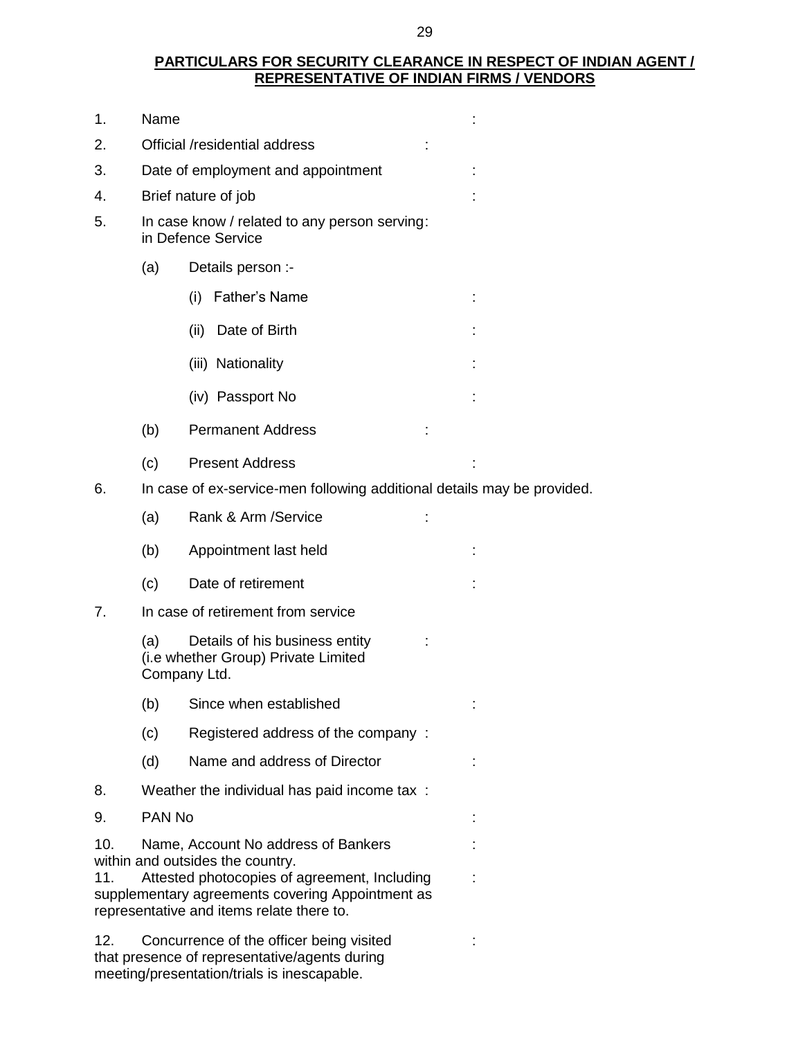**PARTICULARS FOR SECURITY CLEARANCE IN RESPECT OF INDIAN AGENT / REPRESENTATIVE OF INDIAN FIRMS / VENDORS**

1. Name :
2. Official /residential address :
3. Date of employment and appointment :
4. Brief nature of job :
5. In case know / related to any person serving in Defence Service :
   - (a) Details person :-
     - (i) Father's Name :
     - (ii) Date of Birth :
     - (iii) Nationality :
     - (iv) Passport No :
   - (b) Permanent Address :
   - (c) Present Address :
6. In case of ex-service-men following additional details may be provided.
   - (a) Rank & Arm /Service :
   - (b) Appointment last held :
   - (c) Date of retirement :
7. In case of retirement from service
   - (a) Details of his business entity (i.e whether Group) Private Limited Company Ltd. :
   - (b) Since when established :
   - (c) Registered address of the company :
   - (d) Name and address of Director :
8. Weather the individual has paid income tax :
9. PAN No :
10. Name, Account No address of Bankers within and outsides the country. :
11. Attested photocopies of agreement, Including supplementary agreements covering Appointment as representative and items relate there to. :
12. Concurrence of the officer being visited that presence of representative/agents during meeting/presentation/trials is inescapable. :